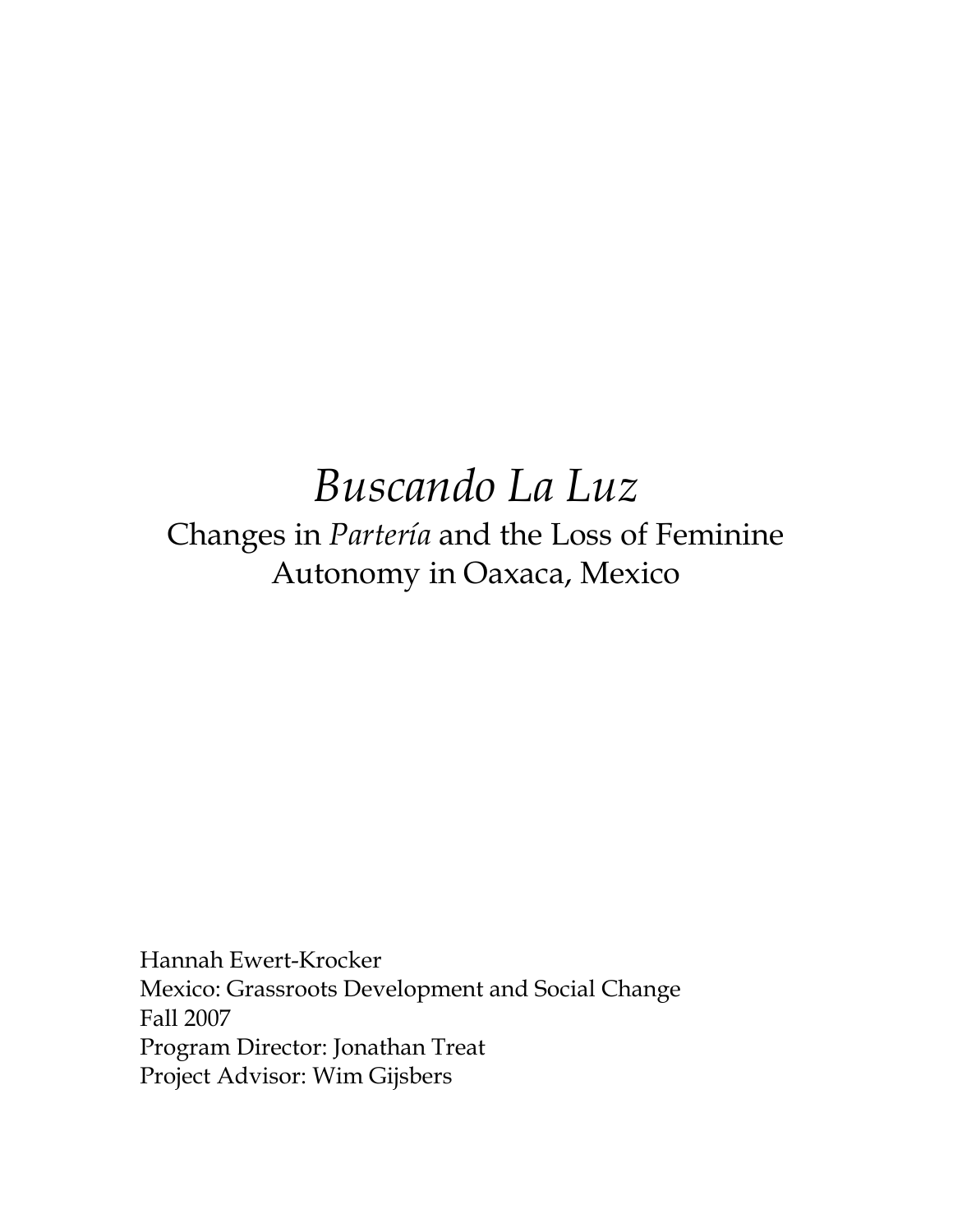# *Buscando La Luz*

## Changes in *Partería* and the Loss of Feminine Autonomy in Oaxaca, Mexico

Hannah Ewert-Krocker
Mexico: Grassroots Development and Social Change
Fall 2007
Program Director: Jonathan Treat
Project Advisor: Wim Gijsbers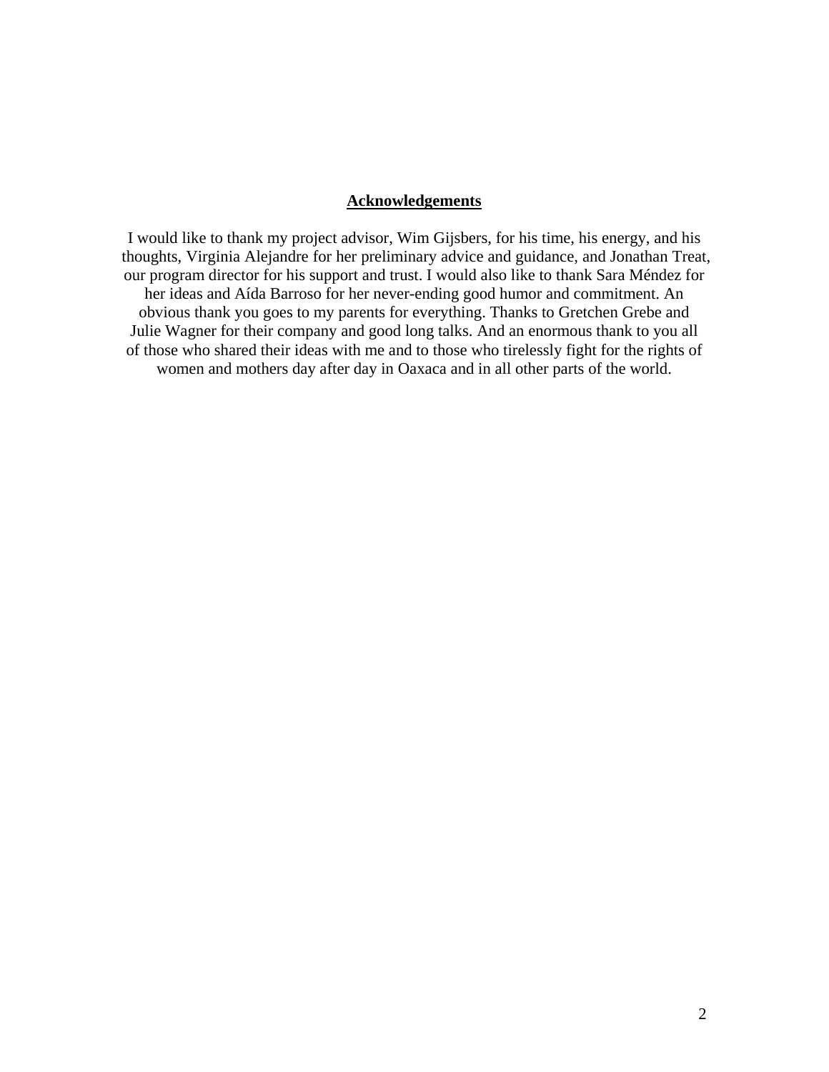## Acknowledgements

I would like to thank my project advisor, Wim Gijsbers, for his time, his energy, and his thoughts, Virginia Alejandre for her preliminary advice and guidance, and Jonathan Treat, our program director for his support and trust. I would also like to thank Sara Méndez for her ideas and Aída Barroso for her never-ending good humor and commitment. An obvious thank you goes to my parents for everything. Thanks to Gretchen Grebe and Julie Wagner for their company and good long talks. And an enormous thank to you all of those who shared their ideas with me and to those who tirelessly fight for the rights of women and mothers day after day in Oaxaca and in all other parts of the world.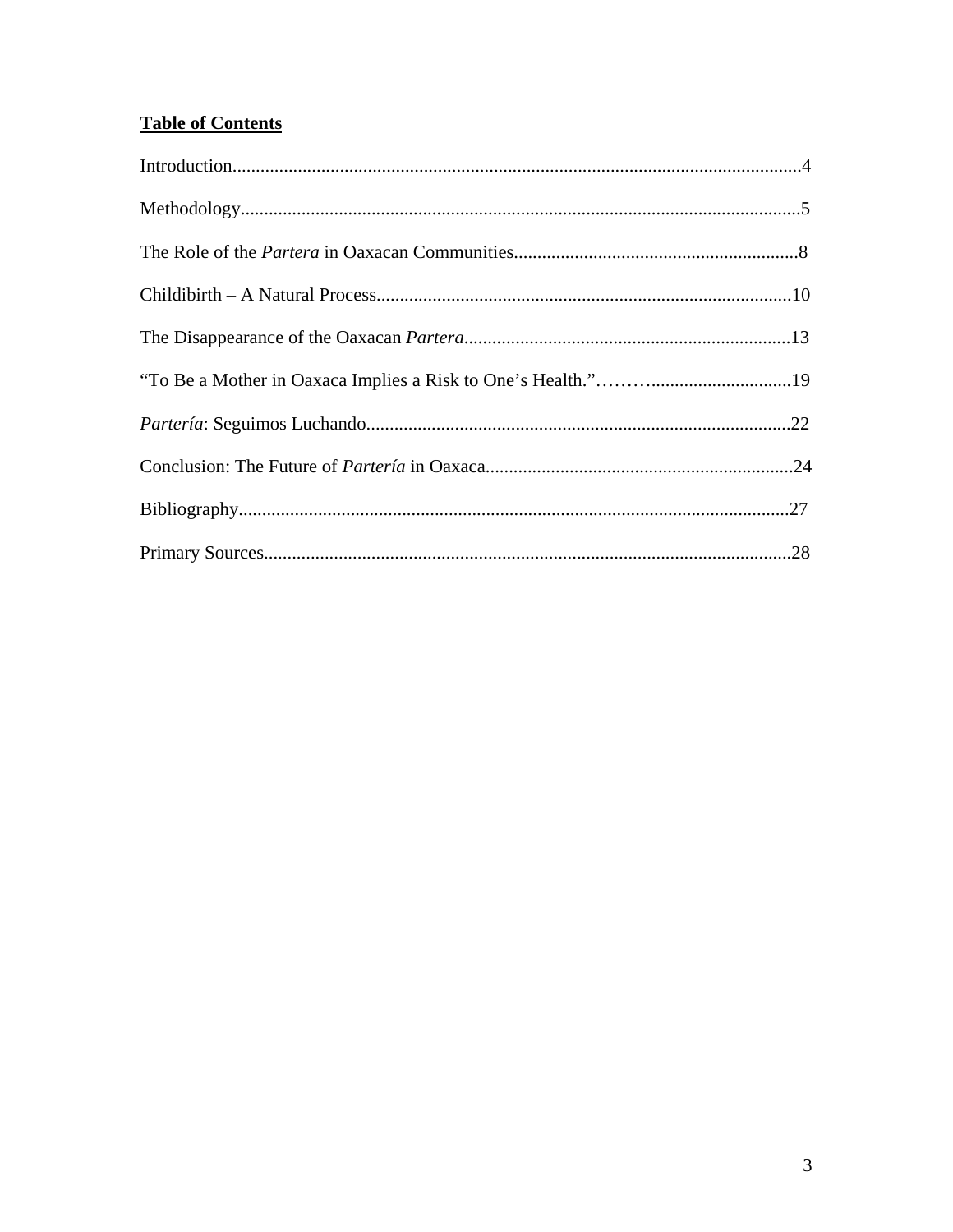## Table of Contents

Introduction........................................................................................................................4

Methodology......................................................................................................................5

The Role of the *Partera* in Oaxacan Communities............................................................8

Childibirth – A Natural Process.........................................................................................10

The Disappearance of the Oaxacan *Partera*......................................................................13

"To Be a Mother in Oaxaca Implies a Risk to One's Health."……….............................19

*Partería*: Seguimos Luchando..........................................................................................22

Conclusion: The Future of *Partería* in Oaxaca..................................................................24

Bibliography.....................................................................................................................27

Primary Sources................................................................................................................28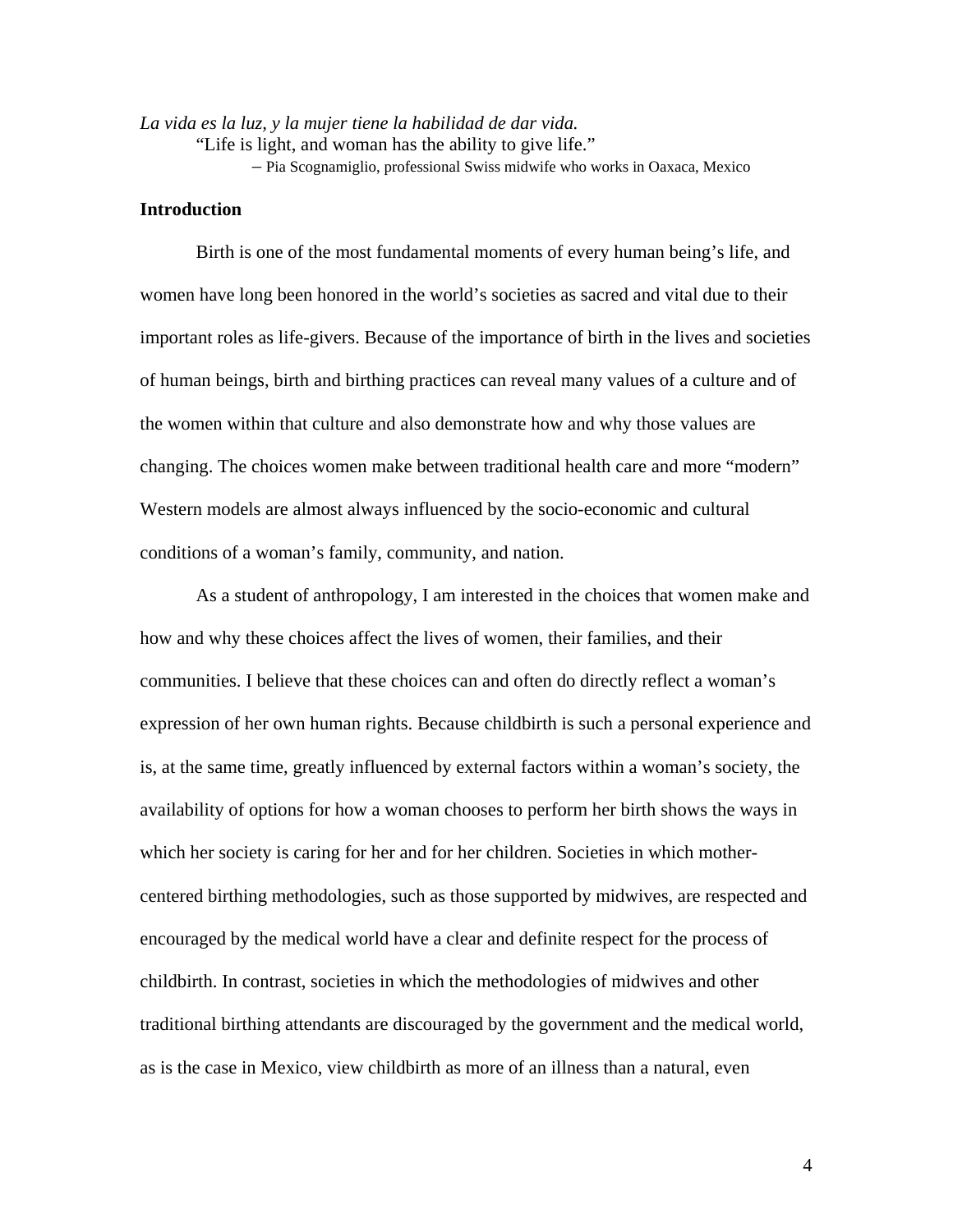*La vida es la luz, y la mujer tiene la habilidad de dar vida.*

"Life is light, and woman has the ability to give life."

– Pia Scognamiglio, professional Swiss midwife who works in Oaxaca, Mexico

**Introduction**

Birth is one of the most fundamental moments of every human being's life, and women have long been honored in the world's societies as sacred and vital due to their important roles as life-givers. Because of the importance of birth in the lives and societies of human beings, birth and birthing practices can reveal many values of a culture and of the women within that culture and also demonstrate how and why those values are changing. The choices women make between traditional health care and more "modern" Western models are almost always influenced by the socio-economic and cultural conditions of a woman's family, community, and nation.

As a student of anthropology, I am interested in the choices that women make and how and why these choices affect the lives of women, their families, and their communities. I believe that these choices can and often do directly reflect a woman's expression of her own human rights. Because childbirth is such a personal experience and is, at the same time, greatly influenced by external factors within a woman's society, the availability of options for how a woman chooses to perform her birth shows the ways in which her society is caring for her and for her children. Societies in which mother-centered birthing methodologies, such as those supported by midwives, are respected and encouraged by the medical world have a clear and definite respect for the process of childbirth. In contrast, societies in which the methodologies of midwives and other traditional birthing attendants are discouraged by the government and the medical world, as is the case in Mexico, view childbirth as more of an illness than a natural, even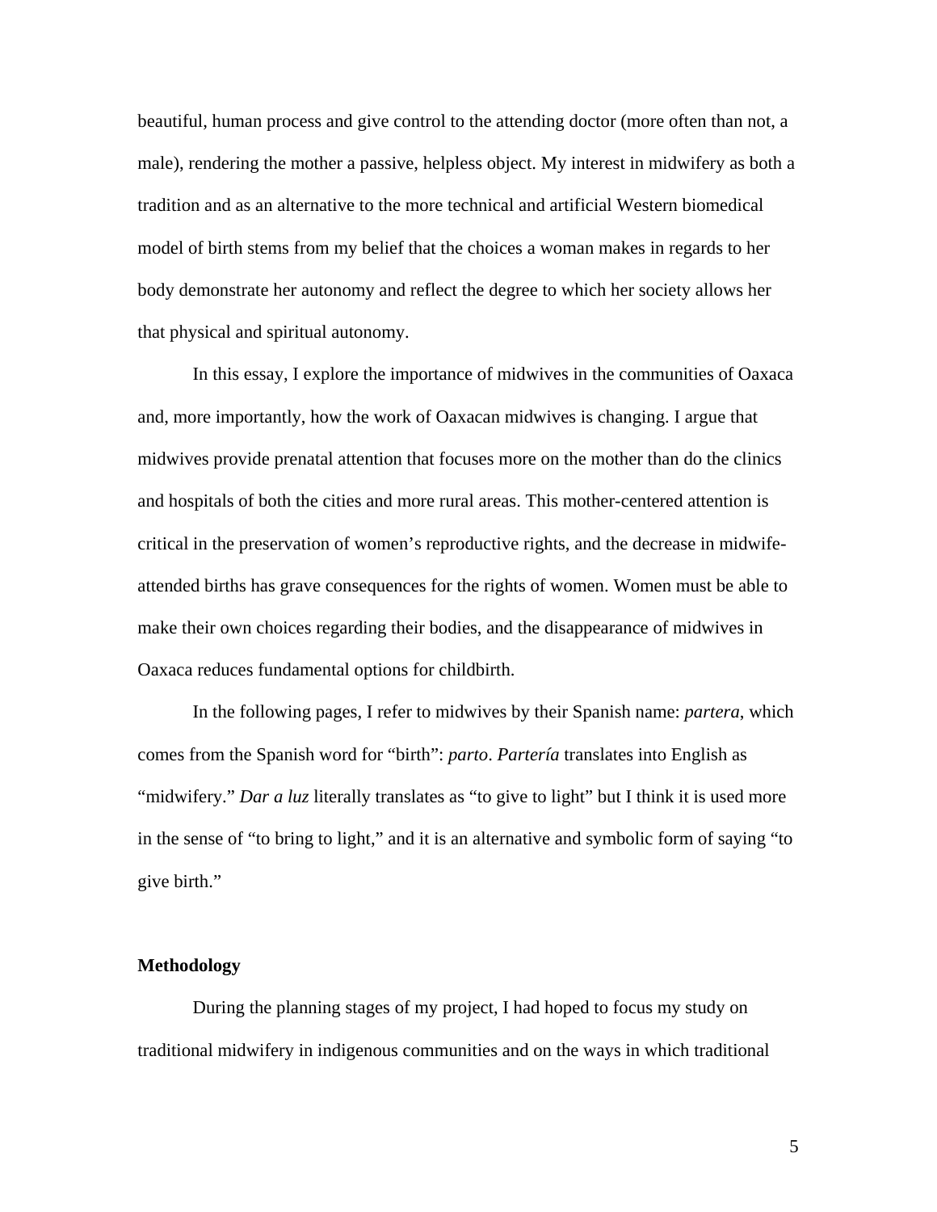beautiful, human process and give control to the attending doctor (more often than not, a male), rendering the mother a passive, helpless object. My interest in midwifery as both a tradition and as an alternative to the more technical and artificial Western biomedical model of birth stems from my belief that the choices a woman makes in regards to her body demonstrate her autonomy and reflect the degree to which her society allows her that physical and spiritual autonomy.

In this essay, I explore the importance of midwives in the communities of Oaxaca and, more importantly, how the work of Oaxacan midwives is changing. I argue that midwives provide prenatal attention that focuses more on the mother than do the clinics and hospitals of both the cities and more rural areas. This mother-centered attention is critical in the preservation of women's reproductive rights, and the decrease in midwife-attended births has grave consequences for the rights of women. Women must be able to make their own choices regarding their bodies, and the disappearance of midwives in Oaxaca reduces fundamental options for childbirth.

In the following pages, I refer to midwives by their Spanish name: *partera*, which comes from the Spanish word for "birth": *parto*. *Partería* translates into English as "midwifery." *Dar a luz* literally translates as "to give to light" but I think it is used more in the sense of "to bring to light," and it is an alternative and symbolic form of saying "to give birth."

**Methodology**

During the planning stages of my project, I had hoped to focus my study on traditional midwifery in indigenous communities and on the ways in which traditional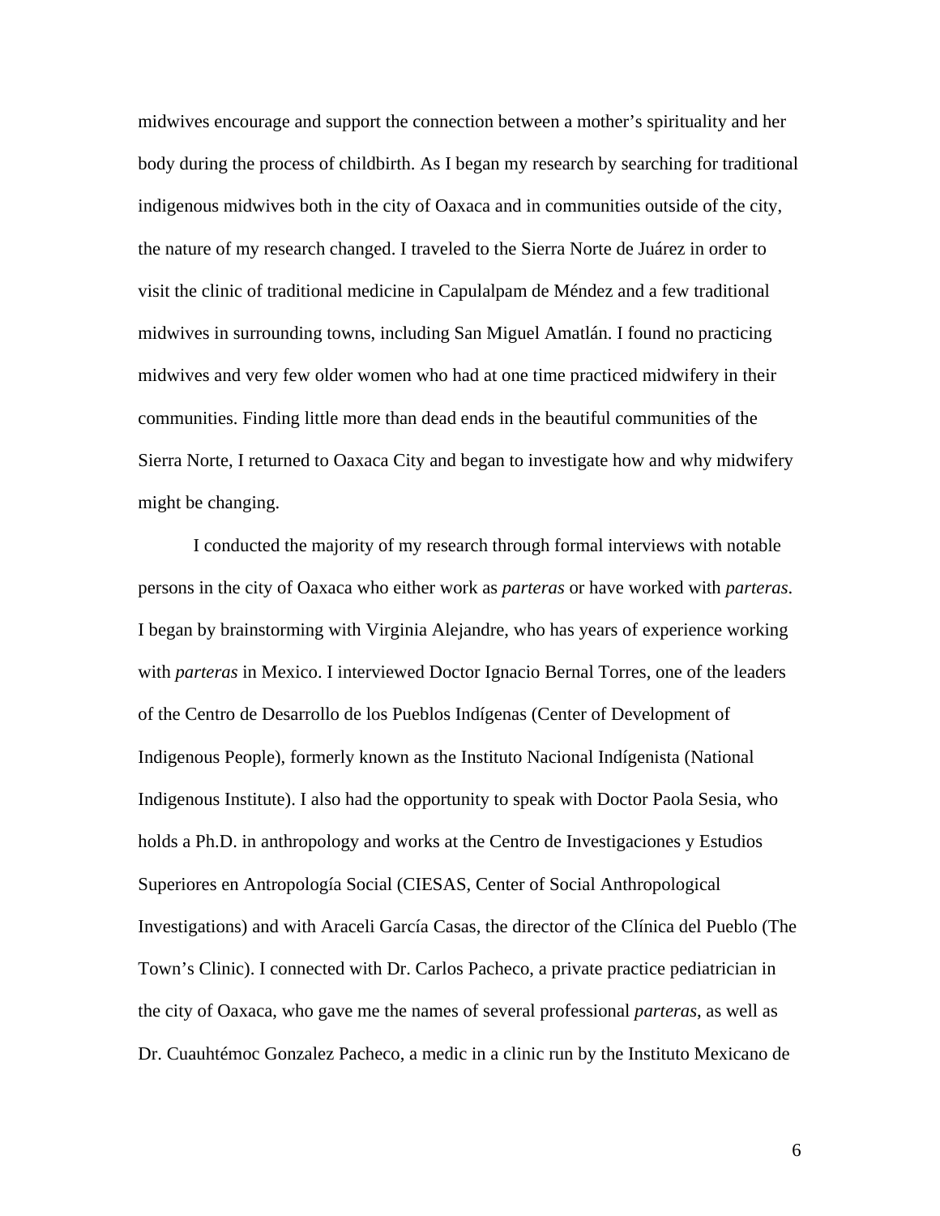midwives encourage and support the connection between a mother's spirituality and her body during the process of childbirth. As I began my research by searching for traditional indigenous midwives both in the city of Oaxaca and in communities outside of the city, the nature of my research changed. I traveled to the Sierra Norte de Juárez in order to visit the clinic of traditional medicine in Capulalpam de Méndez and a few traditional midwives in surrounding towns, including San Miguel Amatlán. I found no practicing midwives and very few older women who had at one time practiced midwifery in their communities. Finding little more than dead ends in the beautiful communities of the Sierra Norte, I returned to Oaxaca City and began to investigate how and why midwifery might be changing.

I conducted the majority of my research through formal interviews with notable persons in the city of Oaxaca who either work as *parteras* or have worked with *parteras*. I began by brainstorming with Virginia Alejandre, who has years of experience working with *parteras* in Mexico. I interviewed Doctor Ignacio Bernal Torres, one of the leaders of the Centro de Desarrollo de los Pueblos Indígenas (Center of Development of Indigenous People), formerly known as the Instituto Nacional Indígenista (National Indigenous Institute). I also had the opportunity to speak with Doctor Paola Sesia, who holds a Ph.D. in anthropology and works at the Centro de Investigaciones y Estudios Superiores en Antropología Social (CIESAS, Center of Social Anthropological Investigations) and with Araceli García Casas, the director of the Clínica del Pueblo (The Town's Clinic). I connected with Dr. Carlos Pacheco, a private practice pediatrician in the city of Oaxaca, who gave me the names of several professional *parteras*, as well as Dr. Cuauhtémoc Gonzalez Pacheco, a medic in a clinic run by the Instituto Mexicano de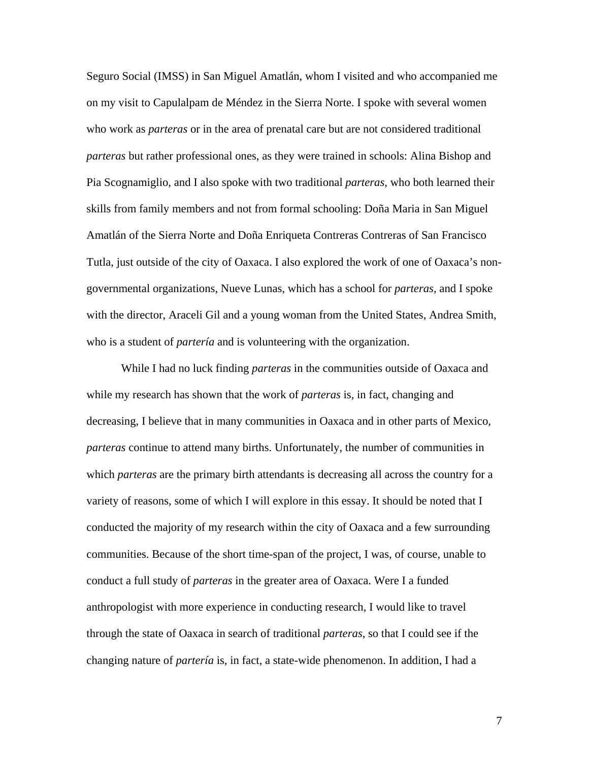Seguro Social (IMSS) in San Miguel Amatlán, whom I visited and who accompanied me on my visit to Capulalpam de Méndez in the Sierra Norte. I spoke with several women who work as *parteras* or in the area of prenatal care but are not considered traditional *parteras* but rather professional ones, as they were trained in schools: Alina Bishop and Pia Scognamiglio, and I also spoke with two traditional *parteras*, who both learned their skills from family members and not from formal schooling: Doña Maria in San Miguel Amatlán of the Sierra Norte and Doña Enriqueta Contreras Contreras of San Francisco Tutla, just outside of the city of Oaxaca. I also explored the work of one of Oaxaca's non-governmental organizations, Nueve Lunas, which has a school for *parteras*, and I spoke with the director, Araceli Gil and a young woman from the United States, Andrea Smith, who is a student of *partería* and is volunteering with the organization.

While I had no luck finding *parteras* in the communities outside of Oaxaca and while my research has shown that the work of *parteras* is, in fact, changing and decreasing, I believe that in many communities in Oaxaca and in other parts of Mexico, *parteras* continue to attend many births. Unfortunately, the number of communities in which *parteras* are the primary birth attendants is decreasing all across the country for a variety of reasons, some of which I will explore in this essay. It should be noted that I conducted the majority of my research within the city of Oaxaca and a few surrounding communities. Because of the short time-span of the project, I was, of course, unable to conduct a full study of *parteras* in the greater area of Oaxaca. Were I a funded anthropologist with more experience in conducting research, I would like to travel through the state of Oaxaca in search of traditional *parteras*, so that I could see if the changing nature of *partería* is, in fact, a state-wide phenomenon. In addition, I had a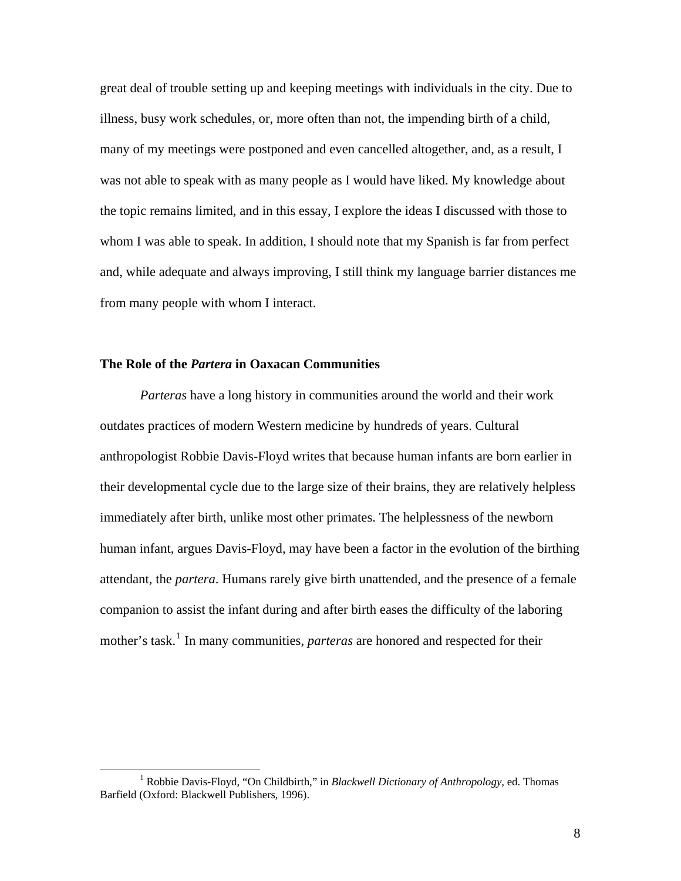great deal of trouble setting up and keeping meetings with individuals in the city. Due to illness, busy work schedules, or, more often than not, the impending birth of a child, many of my meetings were postponed and even cancelled altogether, and, as a result, I was not able to speak with as many people as I would have liked. My knowledge about the topic remains limited, and in this essay, I explore the ideas I discussed with those to whom I was able to speak. In addition, I should note that my Spanish is far from perfect and, while adequate and always improving, I still think my language barrier distances me from many people with whom I interact.

### The Role of the *Partera* in Oaxacan Communities

*Parteras* have a long history in communities around the world and their work outdates practices of modern Western medicine by hundreds of years. Cultural anthropologist Robbie Davis-Floyd writes that because human infants are born earlier in their developmental cycle due to the large size of their brains, they are relatively helpless immediately after birth, unlike most other primates. The helplessness of the newborn human infant, argues Davis-Floyd, may have been a factor in the evolution of the birthing attendant, the *partera*. Humans rarely give birth unattended, and the presence of a female companion to assist the infant during and after birth eases the difficulty of the laboring mother's task.[1] In many communities, *parteras* are honored and respected for their

[1] Robbie Davis-Floyd, "On Childbirth," in *Blackwell Dictionary of Anthropology*, ed. Thomas Barfield (Oxford: Blackwell Publishers, 1996).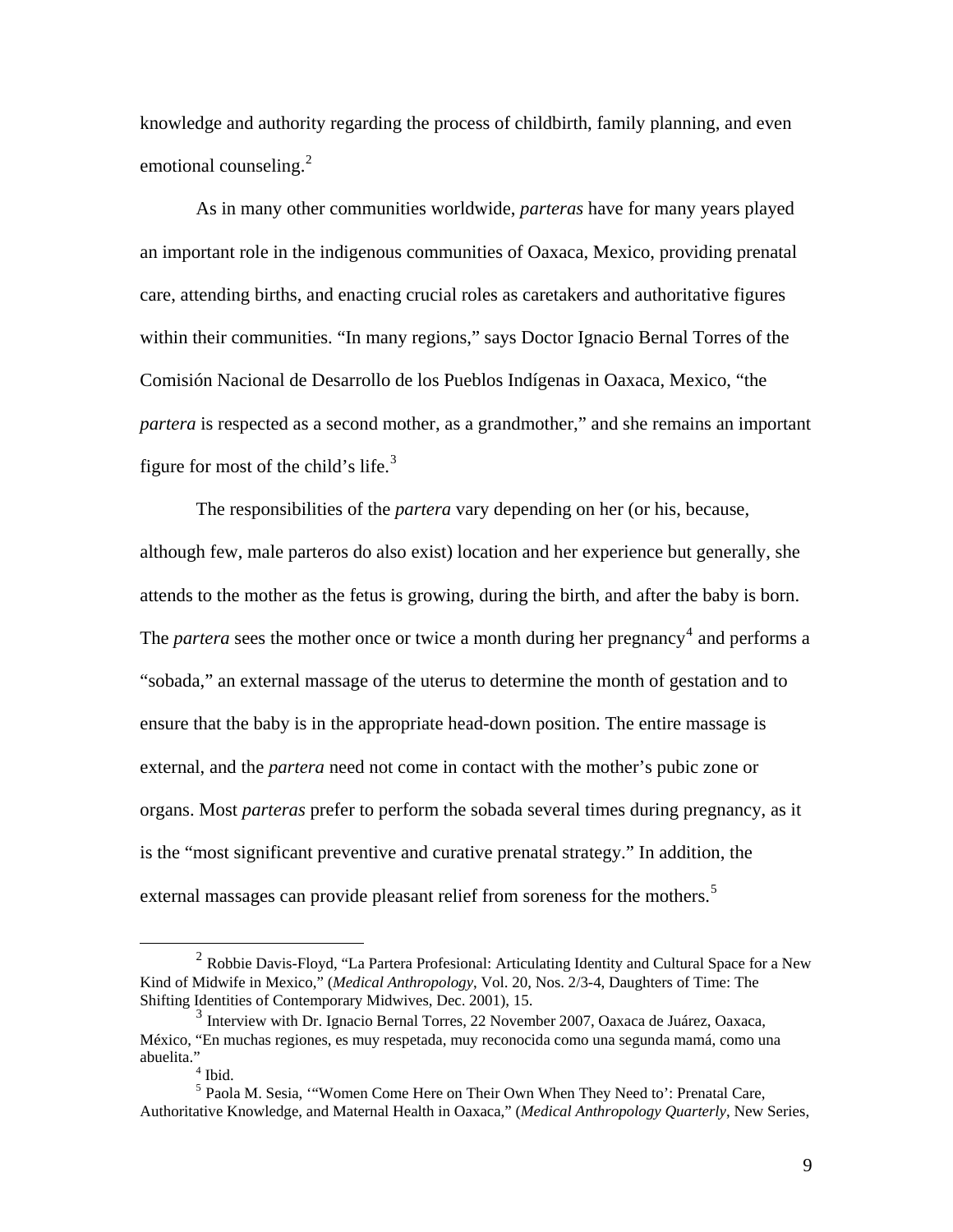knowledge and authority regarding the process of childbirth, family planning, and even emotional counseling.[2]

As in many other communities worldwide, *parteras* have for many years played an important role in the indigenous communities of Oaxaca, Mexico, providing prenatal care, attending births, and enacting crucial roles as caretakers and authoritative figures within their communities. "In many regions," says Doctor Ignacio Bernal Torres of the Comisión Nacional de Desarrollo de los Pueblos Indígenas in Oaxaca, Mexico, "the *partera* is respected as a second mother, as a grandmother," and she remains an important figure for most of the child's life.[3]

The responsibilities of the *partera* vary depending on her (or his, because, although few, male parteros do also exist) location and her experience but generally, she attends to the mother as the fetus is growing, during the birth, and after the baby is born. The *partera* sees the mother once or twice a month during her pregnancy[4] and performs a "sobada," an external massage of the uterus to determine the month of gestation and to ensure that the baby is in the appropriate head-down position. The entire massage is external, and the *partera* need not come in contact with the mother's pubic zone or organs. Most *parteras* prefer to perform the sobada several times during pregnancy, as it is the "most significant preventive and curative prenatal strategy." In addition, the external massages can provide pleasant relief from soreness for the mothers.[5]

---

[2] Robbie Davis-Floyd, "La Partera Profesional: Articulating Identity and Cultural Space for a New Kind of Midwife in Mexico," (*Medical Anthropology*, Vol. 20, Nos. 2/3-4, Daughters of Time: The Shifting Identities of Contemporary Midwives, Dec. 2001), 15.

[3] Interview with Dr. Ignacio Bernal Torres, 22 November 2007, Oaxaca de Juárez, Oaxaca, México, "En muchas regiones, es muy respetada, muy reconocida como una segunda mamá, como una abuelita."

[4] Ibid.

[5] Paola M. Sesia, '"Women Come Here on Their Own When They Need to': Prenatal Care, Authoritative Knowledge, and Maternal Health in Oaxaca," (*Medical Anthropology Quarterly*, New Series,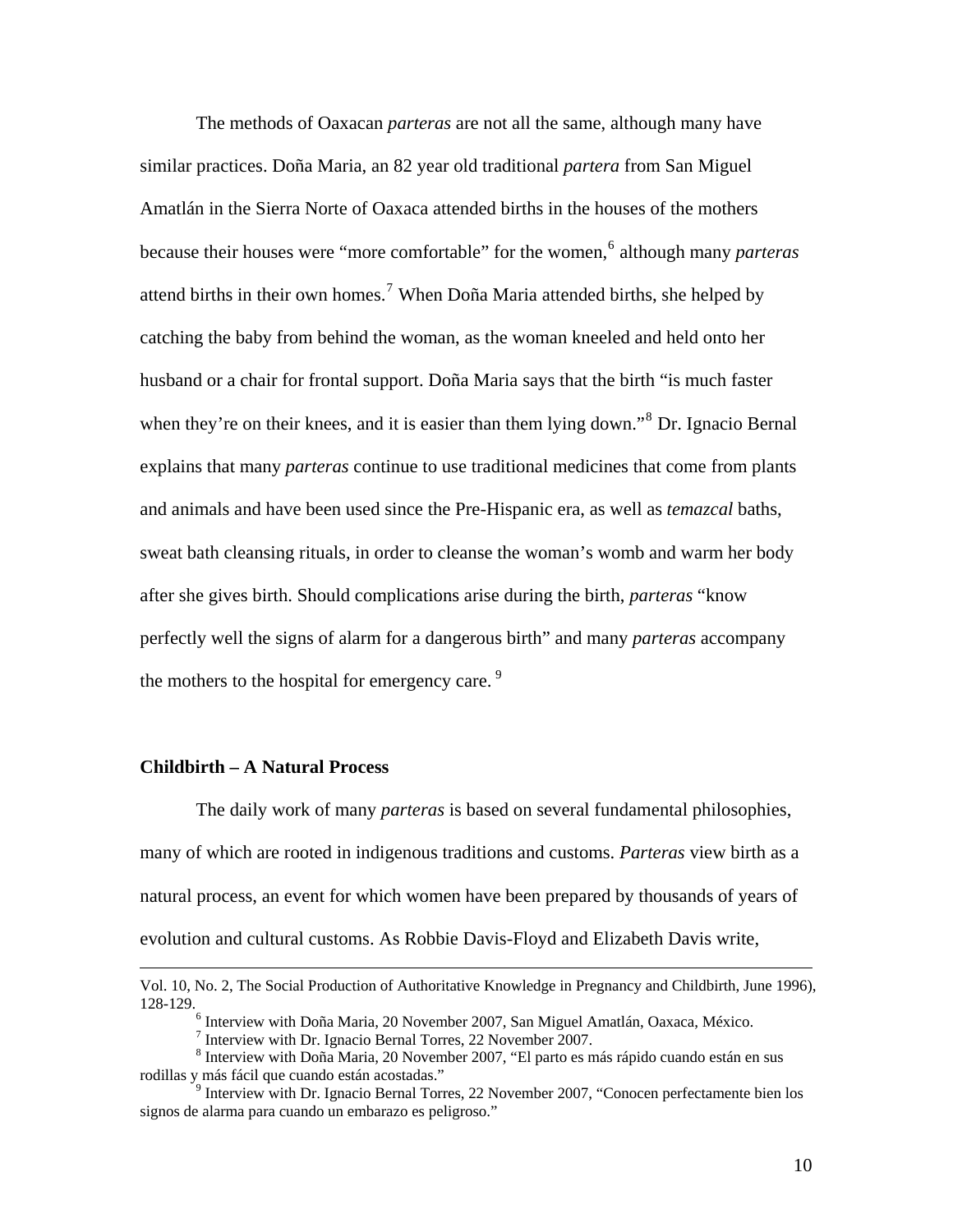The methods of Oaxacan *parteras* are not all the same, although many have similar practices. Doña Maria, an 82 year old traditional *partera* from San Miguel Amatlán in the Sierra Norte of Oaxaca attended births in the houses of the mothers because their houses were "more comfortable" for the women,[6] although many *parteras* attend births in their own homes.[7] When Doña Maria attended births, she helped by catching the baby from behind the woman, as the woman kneeled and held onto her husband or a chair for frontal support. Doña Maria says that the birth "is much faster when they're on their knees, and it is easier than them lying down."[8] Dr. Ignacio Bernal explains that many *parteras* continue to use traditional medicines that come from plants and animals and have been used since the Pre-Hispanic era, as well as *temazcal* baths, sweat bath cleansing rituals, in order to cleanse the woman's womb and warm her body after she gives birth. Should complications arise during the birth, *parteras* "know perfectly well the signs of alarm for a dangerous birth" and many *parteras* accompany the mothers to the hospital for emergency care.[9]

**Childbirth – A Natural Process**

The daily work of many *parteras* is based on several fundamental philosophies, many of which are rooted in indigenous traditions and customs. *Parteras* view birth as a natural process, an event for which women have been prepared by thousands of years of evolution and cultural customs. As Robbie Davis-Floyd and Elizabeth Davis write,

---

Vol. 10, No. 2, The Social Production of Authoritative Knowledge in Pregnancy and Childbirth, June 1996), 128-129.

[6] Interview with Doña Maria, 20 November 2007, San Miguel Amatlán, Oaxaca, México.

[7] Interview with Dr. Ignacio Bernal Torres, 22 November 2007.

[8] Interview with Doña Maria, 20 November 2007, "El parto es más rápido cuando están en sus rodillas y más fácil que cuando están acostadas."

[9] Interview with Dr. Ignacio Bernal Torres, 22 November 2007, "Conocen perfectamente bien los signos de alarma para cuando un embarazo es peligroso."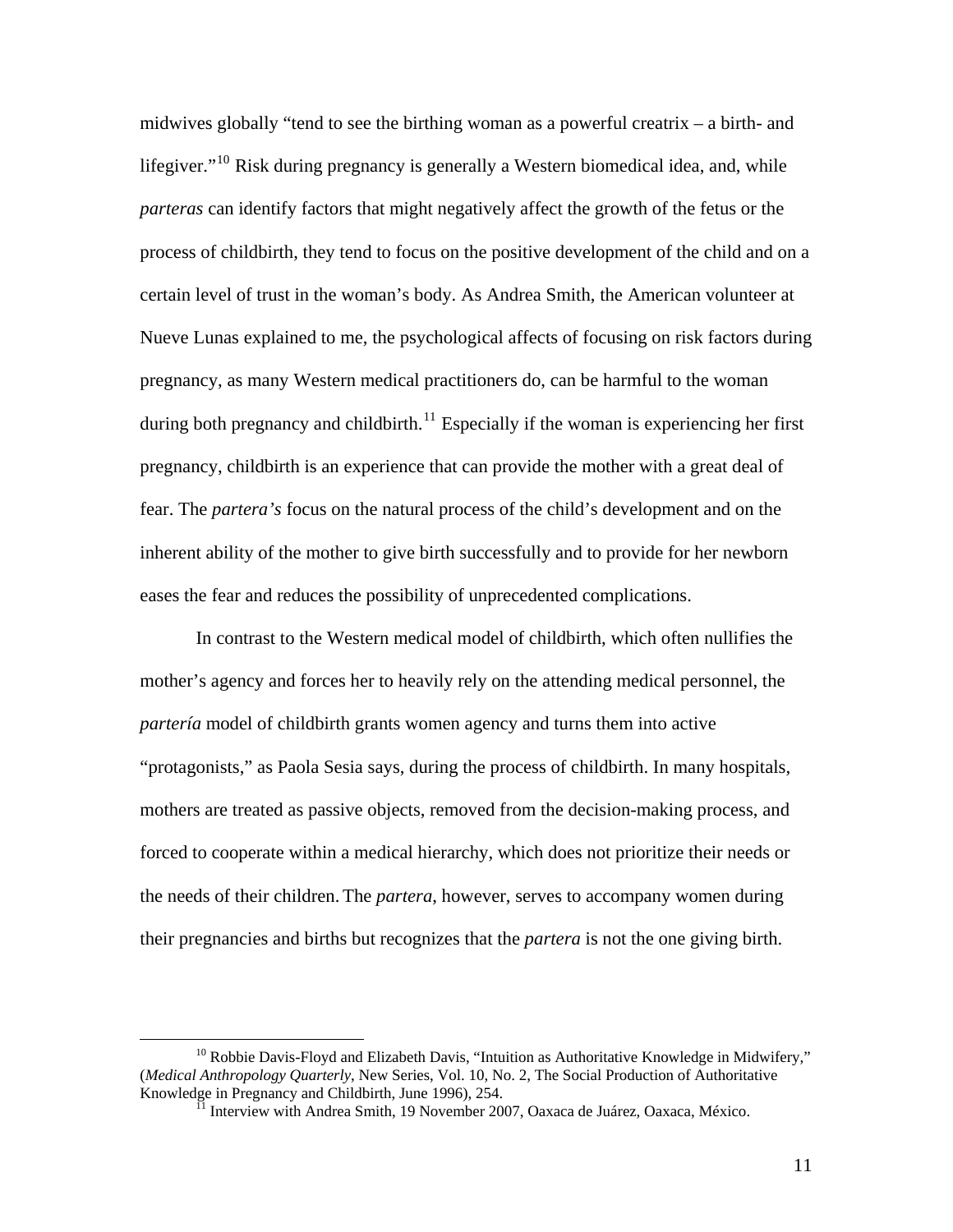midwives globally "tend to see the birthing woman as a powerful creatrix – a birth- and lifegiver."[10] Risk during pregnancy is generally a Western biomedical idea, and, while *parteras* can identify factors that might negatively affect the growth of the fetus or the process of childbirth, they tend to focus on the positive development of the child and on a certain level of trust in the woman's body. As Andrea Smith, the American volunteer at Nueve Lunas explained to me, the psychological affects of focusing on risk factors during pregnancy, as many Western medical practitioners do, can be harmful to the woman during both pregnancy and childbirth.[11] Especially if the woman is experiencing her first pregnancy, childbirth is an experience that can provide the mother with a great deal of fear. The *partera's* focus on the natural process of the child's development and on the inherent ability of the mother to give birth successfully and to provide for her newborn eases the fear and reduces the possibility of unprecedented complications.

In contrast to the Western medical model of childbirth, which often nullifies the mother's agency and forces her to heavily rely on the attending medical personnel, the *partería* model of childbirth grants women agency and turns them into active "protagonists," as Paola Sesia says, during the process of childbirth. In many hospitals, mothers are treated as passive objects, removed from the decision-making process, and forced to cooperate within a medical hierarchy, which does not prioritize their needs or the needs of their children. The *partera*, however, serves to accompany women during their pregnancies and births but recognizes that the *partera* is not the one giving birth.

---

[10] Robbie Davis-Floyd and Elizabeth Davis, "Intuition as Authoritative Knowledge in Midwifery," (*Medical Anthropology Quarterly*, New Series, Vol. 10, No. 2, The Social Production of Authoritative Knowledge in Pregnancy and Childbirth, June 1996), 254.

[11] Interview with Andrea Smith, 19 November 2007, Oaxaca de Juárez, Oaxaca, México.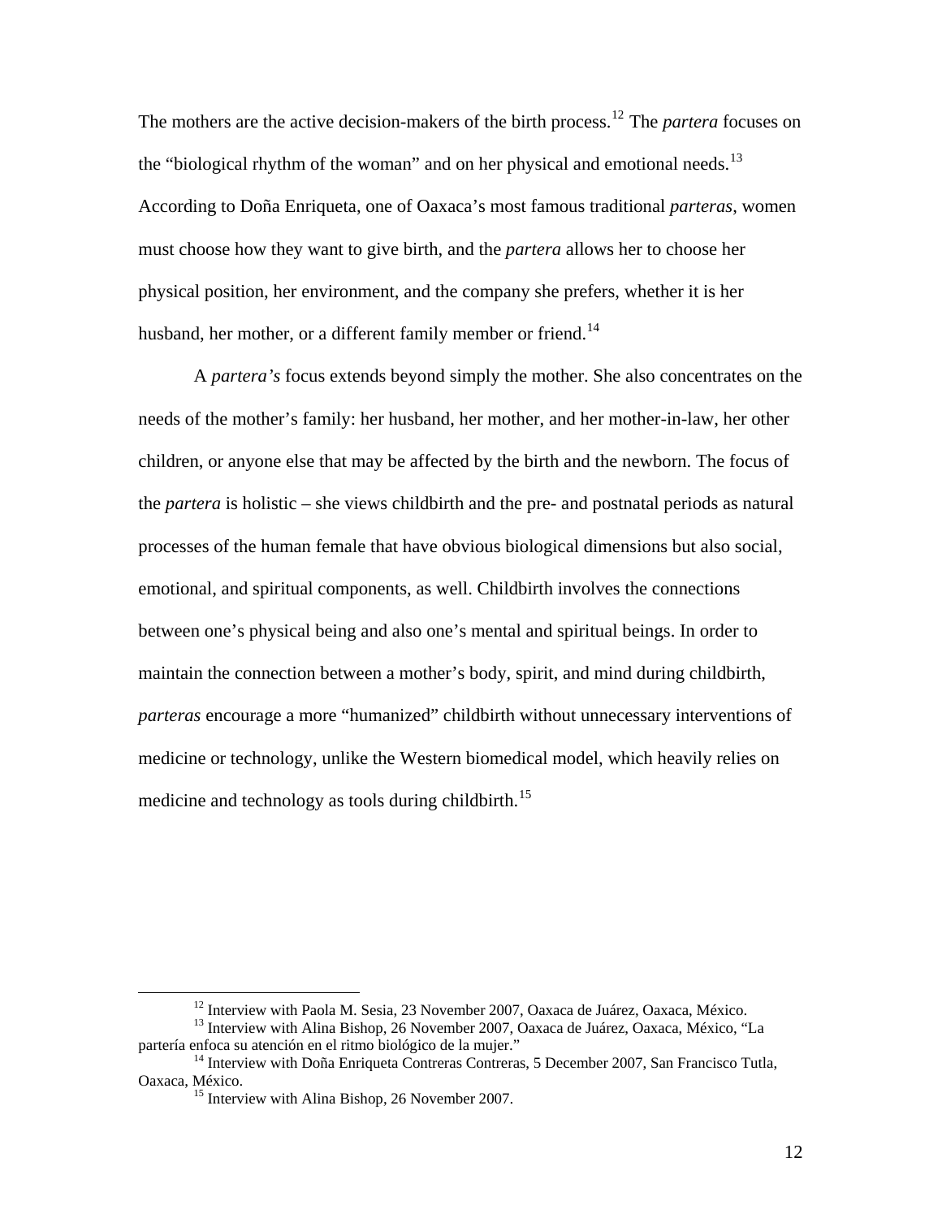The mothers are the active decision-makers of the birth process.[12] The *partera* focuses on the "biological rhythm of the woman" and on her physical and emotional needs.[13] According to Doña Enriqueta, one of Oaxaca's most famous traditional *parteras*, women must choose how they want to give birth, and the *partera* allows her to choose her physical position, her environment, and the company she prefers, whether it is her husband, her mother, or a different family member or friend.[14]

A *partera's* focus extends beyond simply the mother. She also concentrates on the needs of the mother's family: her husband, her mother, and her mother-in-law, her other children, or anyone else that may be affected by the birth and the newborn. The focus of the *partera* is holistic – she views childbirth and the pre- and postnatal periods as natural processes of the human female that have obvious biological dimensions but also social, emotional, and spiritual components, as well. Childbirth involves the connections between one's physical being and also one's mental and spiritual beings. In order to maintain the connection between a mother's body, spirit, and mind during childbirth, *parteras* encourage a more "humanized" childbirth without unnecessary interventions of medicine or technology, unlike the Western biomedical model, which heavily relies on medicine and technology as tools during childbirth.[15]

---

[12] Interview with Paola M. Sesia, 23 November 2007, Oaxaca de Juárez, Oaxaca, México.

[13] Interview with Alina Bishop, 26 November 2007, Oaxaca de Juárez, Oaxaca, México, "La partería enfoca su atención en el ritmo biológico de la mujer."

[14] Interview with Doña Enriqueta Contreras Contreras, 5 December 2007, San Francisco Tutla, Oaxaca, México.

[15] Interview with Alina Bishop, 26 November 2007.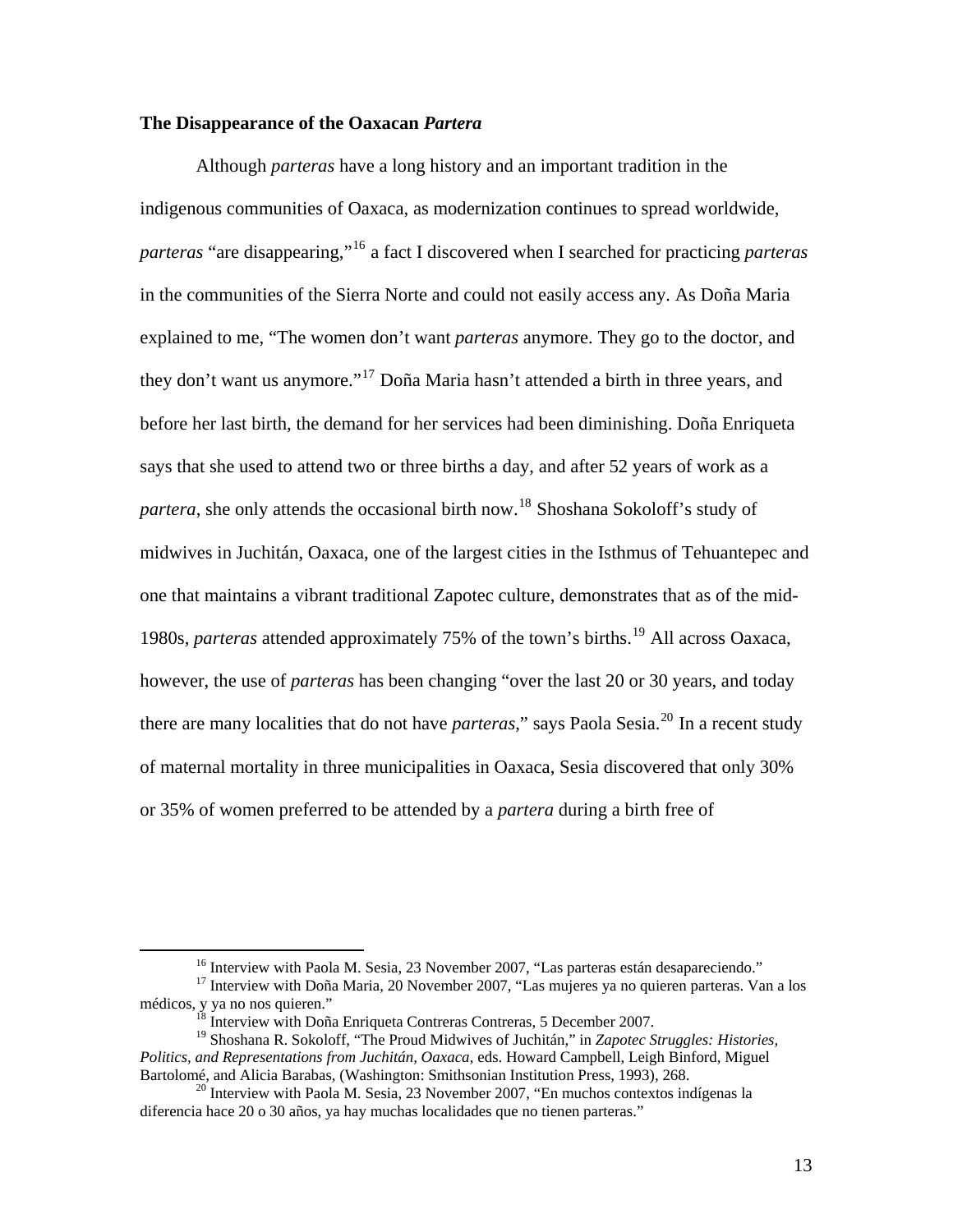### The Disappearance of the Oaxacan *Partera*

Although *parteras* have a long history and an important tradition in the indigenous communities of Oaxaca, as modernization continues to spread worldwide, *parteras* "are disappearing,"[16] a fact I discovered when I searched for practicing *parteras* in the communities of the Sierra Norte and could not easily access any. As Doña Maria explained to me, "The women don't want *parteras* anymore. They go to the doctor, and they don't want us anymore."[17] Doña Maria hasn't attended a birth in three years, and before her last birth, the demand for her services had been diminishing. Doña Enriqueta says that she used to attend two or three births a day, and after 52 years of work as a *partera*, she only attends the occasional birth now.[18] Shoshana Sokoloff's study of midwives in Juchitán, Oaxaca, one of the largest cities in the Isthmus of Tehuantepec and one that maintains a vibrant traditional Zapotec culture, demonstrates that as of the mid-1980s, *parteras* attended approximately 75% of the town's births.[19] All across Oaxaca, however, the use of *parteras* has been changing "over the last 20 or 30 years, and today there are many localities that do not have *parteras*," says Paola Sesia.[20] In a recent study of maternal mortality in three municipalities in Oaxaca, Sesia discovered that only 30% or 35% of women preferred to be attended by a *partera* during a birth free of

---

[16] Interview with Paola M. Sesia, 23 November 2007, "Las parteras están desapareciendo."

[17] Interview with Doña Maria, 20 November 2007, "Las mujeres ya no quieren parteras. Van a los médicos, y ya no nos quieren."

[18] Interview with Doña Enriqueta Contreras Contreras, 5 December 2007.

[19] Shoshana R. Sokoloff, "The Proud Midwives of Juchitán," in *Zapotec Struggles: Histories, Politics, and Representations from Juchitán, Oaxaca*, eds. Howard Campbell, Leigh Binford, Miguel Bartolomé, and Alicia Barabas, (Washington: Smithsonian Institution Press, 1993), 268.

[20] Interview with Paola M. Sesia, 23 November 2007, "En muchos contextos indígenas la diferencia hace 20 o 30 años, ya hay muchas localidades que no tienen parteras."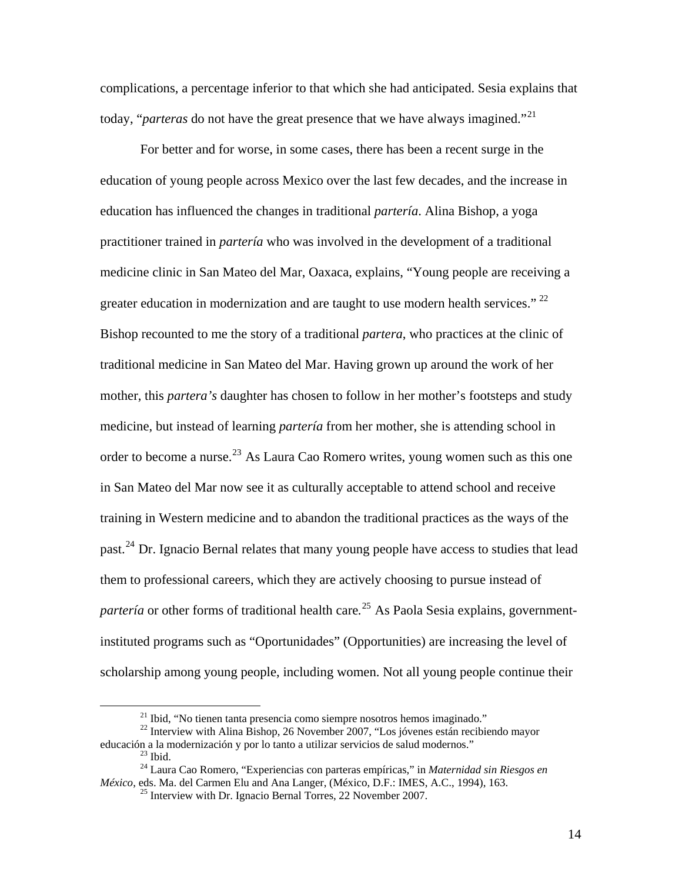complications, a percentage inferior to that which she had anticipated. Sesia explains that today, "*parteras* do not have the great presence that we have always imagined."[21]

For better and for worse, in some cases, there has been a recent surge in the education of young people across Mexico over the last few decades, and the increase in education has influenced the changes in traditional *partería*. Alina Bishop, a yoga practitioner trained in *partería* who was involved in the development of a traditional medicine clinic in San Mateo del Mar, Oaxaca, explains, "Young people are receiving a greater education in modernization and are taught to use modern health services." [22] Bishop recounted to me the story of a traditional *partera*, who practices at the clinic of traditional medicine in San Mateo del Mar. Having grown up around the work of her mother, this *partera's* daughter has chosen to follow in her mother's footsteps and study medicine, but instead of learning *partería* from her mother, she is attending school in order to become a nurse.[23] As Laura Cao Romero writes, young women such as this one in San Mateo del Mar now see it as culturally acceptable to attend school and receive training in Western medicine and to abandon the traditional practices as the ways of the past.[24] Dr. Ignacio Bernal relates that many young people have access to studies that lead them to professional careers, which they are actively choosing to pursue instead of *partería* or other forms of traditional health care.[25] As Paola Sesia explains, government-instituted programs such as "Oportunidades" (Opportunities) are increasing the level of scholarship among young people, including women. Not all young people continue their

---

[21] Ibid, "No tienen tanta presencia como siempre nosotros hemos imaginado."

[22] Interview with Alina Bishop, 26 November 2007, "Los jóvenes están recibiendo mayor educación a la modernización y por lo tanto a utilizar servicios de salud modernos."

[23] Ibid.

[24] Laura Cao Romero, "Experiencias con parteras empíricas," in *Maternidad sin Riesgos en México*, eds. Ma. del Carmen Elu and Ana Langer, (México, D.F.: IMES, A.C., 1994), 163.

[25] Interview with Dr. Ignacio Bernal Torres, 22 November 2007.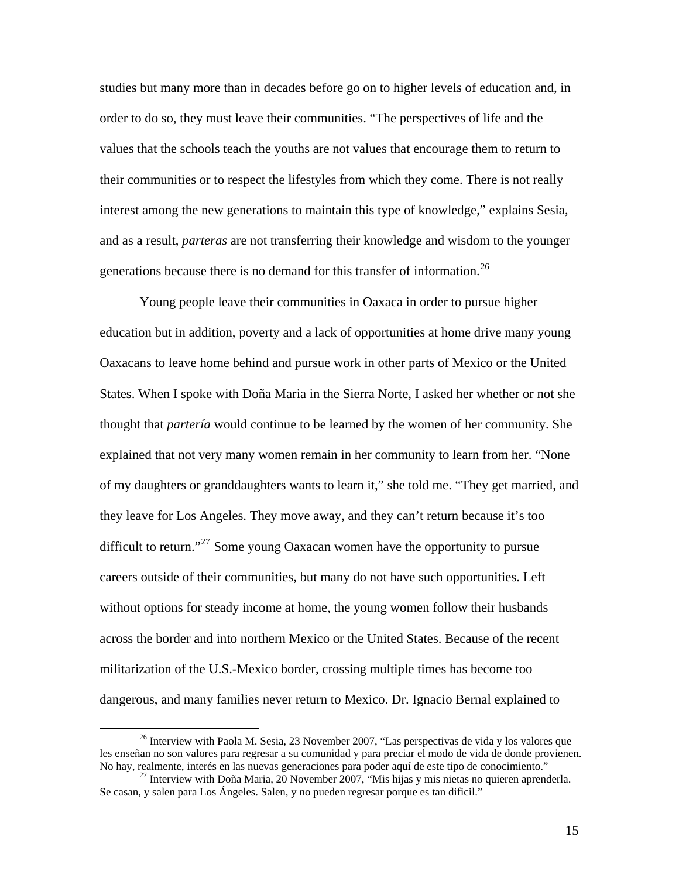studies but many more than in decades before go on to higher levels of education and, in order to do so, they must leave their communities. "The perspectives of life and the values that the schools teach the youths are not values that encourage them to return to their communities or to respect the lifestyles from which they come. There is not really interest among the new generations to maintain this type of knowledge," explains Sesia, and as a result, *parteras* are not transferring their knowledge and wisdom to the younger generations because there is no demand for this transfer of information.[26]

Young people leave their communities in Oaxaca in order to pursue higher education but in addition, poverty and a lack of opportunities at home drive many young Oaxacans to leave home behind and pursue work in other parts of Mexico or the United States. When I spoke with Doña Maria in the Sierra Norte, I asked her whether or not she thought that *partería* would continue to be learned by the women of her community. She explained that not very many women remain in her community to learn from her. "None of my daughters or granddaughters wants to learn it," she told me. "They get married, and they leave for Los Angeles. They move away, and they can't return because it's too difficult to return."[27] Some young Oaxacan women have the opportunity to pursue careers outside of their communities, but many do not have such opportunities. Left without options for steady income at home, the young women follow their husbands across the border and into northern Mexico or the United States. Because of the recent militarization of the U.S.-Mexico border, crossing multiple times has become too dangerous, and many families never return to Mexico. Dr. Ignacio Bernal explained to

---

[26] Interview with Paola M. Sesia, 23 November 2007, "Las perspectivas de vida y los valores que les enseñan no son valores para regresar a su comunidad y para preciar el modo de vida de donde provienen. No hay, realmente, interés en las nuevas generaciones para poder aquí de este tipo de conocimiento."

[27] Interview with Doña Maria, 20 November 2007, "Mis hijas y mis nietas no quieren aprenderla. Se casan, y salen para Los Ángeles. Salen, y no pueden regresar porque es tan dificil."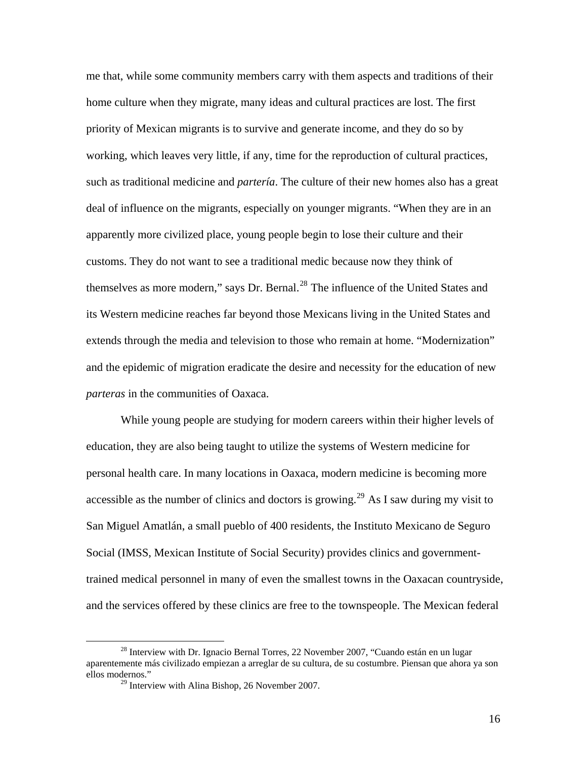me that, while some community members carry with them aspects and traditions of their home culture when they migrate, many ideas and cultural practices are lost. The first priority of Mexican migrants is to survive and generate income, and they do so by working, which leaves very little, if any, time for the reproduction of cultural practices, such as traditional medicine and *partería*. The culture of their new homes also has a great deal of influence on the migrants, especially on younger migrants. "When they are in an apparently more civilized place, young people begin to lose their culture and their customs. They do not want to see a traditional medic because now they think of themselves as more modern," says Dr. Bernal.[28] The influence of the United States and its Western medicine reaches far beyond those Mexicans living in the United States and extends through the media and television to those who remain at home. "Modernization" and the epidemic of migration eradicate the desire and necessity for the education of new *parteras* in the communities of Oaxaca.

While young people are studying for modern careers within their higher levels of education, they are also being taught to utilize the systems of Western medicine for personal health care. In many locations in Oaxaca, modern medicine is becoming more accessible as the number of clinics and doctors is growing.[29] As I saw during my visit to San Miguel Amatlán, a small pueblo of 400 residents, the Instituto Mexicano de Seguro Social (IMSS, Mexican Institute of Social Security) provides clinics and government-trained medical personnel in many of even the smallest towns in the Oaxacan countryside, and the services offered by these clinics are free to the townspeople. The Mexican federal

---

[28] Interview with Dr. Ignacio Bernal Torres, 22 November 2007, "Cuando están en un lugar aparentemente más civilizado empiezan a arreglar de su cultura, de su costumbre. Piensan que ahora ya son ellos modernos."

[29] Interview with Alina Bishop, 26 November 2007.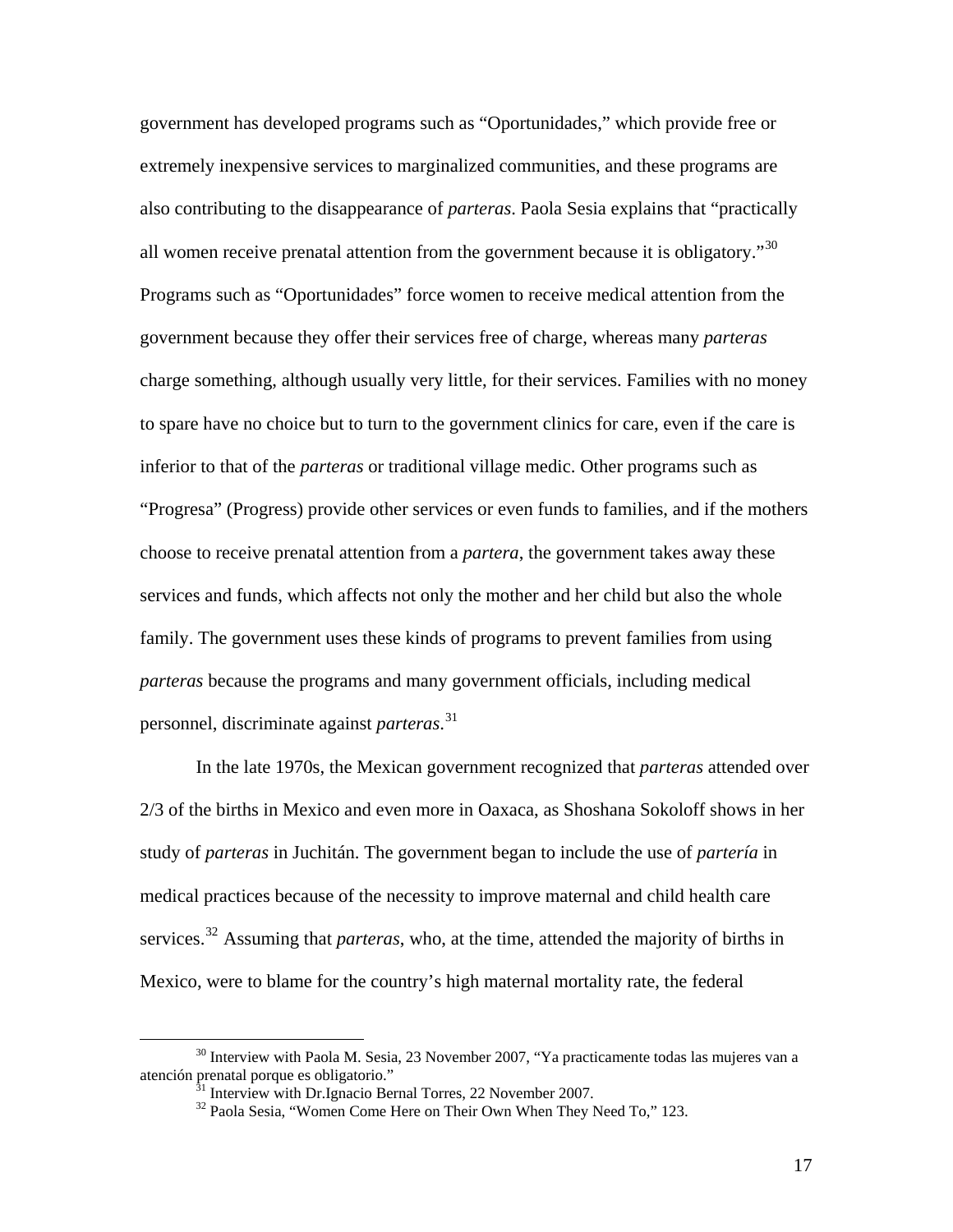government has developed programs such as "Oportunidades," which provide free or extremely inexpensive services to marginalized communities, and these programs are also contributing to the disappearance of *parteras*. Paola Sesia explains that "practically all women receive prenatal attention from the government because it is obligatory."[30] Programs such as "Oportunidades" force women to receive medical attention from the government because they offer their services free of charge, whereas many *parteras* charge something, although usually very little, for their services. Families with no money to spare have no choice but to turn to the government clinics for care, even if the care is inferior to that of the *parteras* or traditional village medic. Other programs such as "Progresa" (Progress) provide other services or even funds to families, and if the mothers choose to receive prenatal attention from a *partera*, the government takes away these services and funds, which affects not only the mother and her child but also the whole family. The government uses these kinds of programs to prevent families from using *parteras* because the programs and many government officials, including medical personnel, discriminate against *parteras*.[31]

In the late 1970s, the Mexican government recognized that *parteras* attended over 2/3 of the births in Mexico and even more in Oaxaca, as Shoshana Sokoloff shows in her study of *parteras* in Juchitán. The government began to include the use of *partería* in medical practices because of the necessity to improve maternal and child health care services.[32] Assuming that *parteras*, who, at the time, attended the majority of births in Mexico, were to blame for the country's high maternal mortality rate, the federal

---

[30] Interview with Paola M. Sesia, 23 November 2007, "Ya practicamente todas las mujeres van a atención prenatal porque es obligatorio."

[31] Interview with Dr.Ignacio Bernal Torres, 22 November 2007.

[32] Paola Sesia, "Women Come Here on Their Own When They Need To," 123.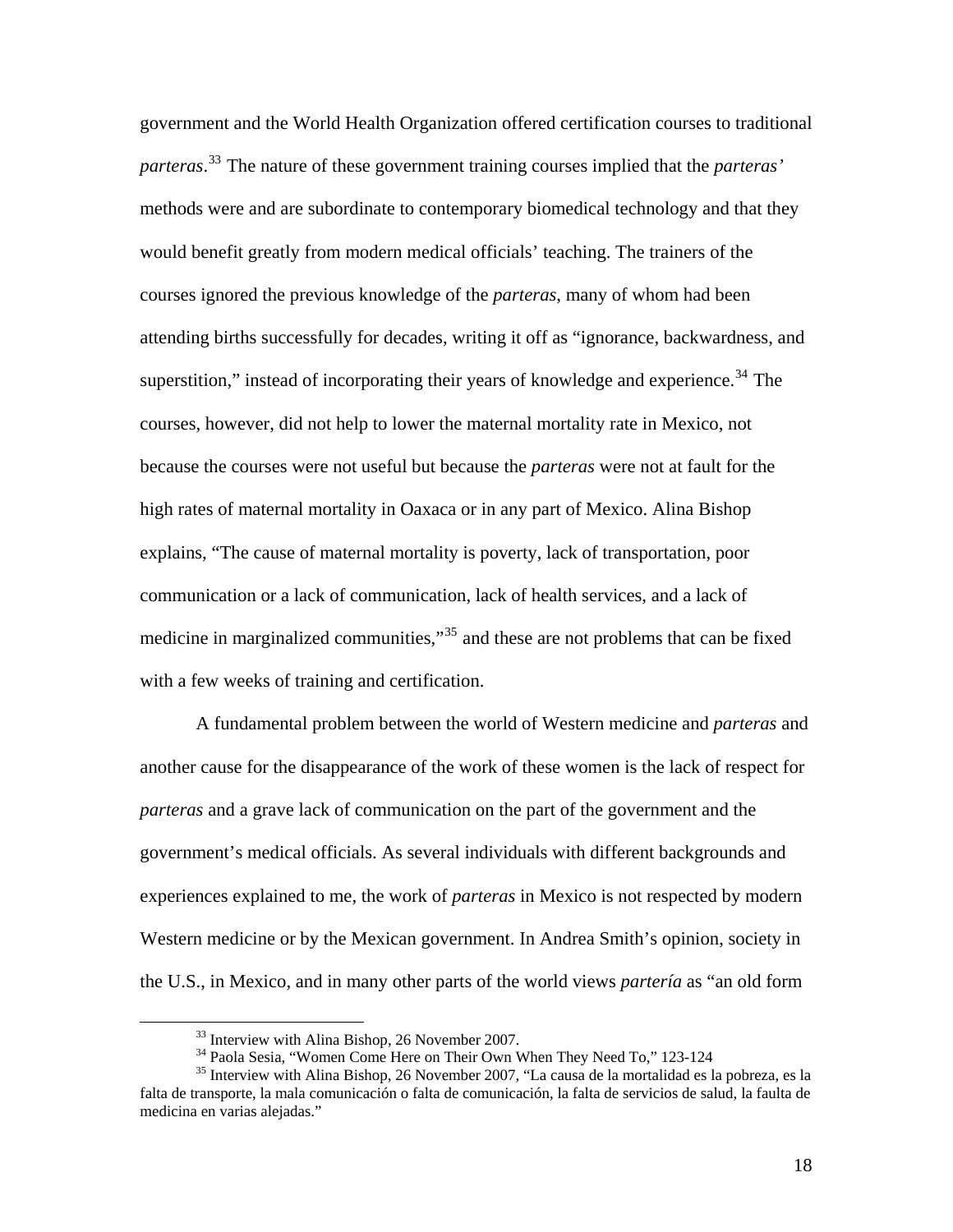government and the World Health Organization offered certification courses to traditional *parteras*.[33] The nature of these government training courses implied that the *parteras'* methods were and are subordinate to contemporary biomedical technology and that they would benefit greatly from modern medical officials' teaching. The trainers of the courses ignored the previous knowledge of the *parteras*, many of whom had been attending births successfully for decades, writing it off as "ignorance, backwardness, and superstition," instead of incorporating their years of knowledge and experience.[34] The courses, however, did not help to lower the maternal mortality rate in Mexico, not because the courses were not useful but because the *parteras* were not at fault for the high rates of maternal mortality in Oaxaca or in any part of Mexico. Alina Bishop explains, "The cause of maternal mortality is poverty, lack of transportation, poor communication or a lack of communication, lack of health services, and a lack of medicine in marginalized communities,"[35] and these are not problems that can be fixed with a few weeks of training and certification.

A fundamental problem between the world of Western medicine and *parteras* and another cause for the disappearance of the work of these women is the lack of respect for *parteras* and a grave lack of communication on the part of the government and the government's medical officials. As several individuals with different backgrounds and experiences explained to me, the work of *parteras* in Mexico is not respected by modern Western medicine or by the Mexican government. In Andrea Smith's opinion, society in the U.S., in Mexico, and in many other parts of the world views *partería* as "an old form

---

[33] Interview with Alina Bishop, 26 November 2007.

[34] Paola Sesia, "Women Come Here on Their Own When They Need To," 123-124

[35] Interview with Alina Bishop, 26 November 2007, "La causa de la mortalidad es la pobreza, es la falta de transporte, la mala comunicación o falta de comunicación, la falta de servicios de salud, la faulta de medicina en varias alejadas."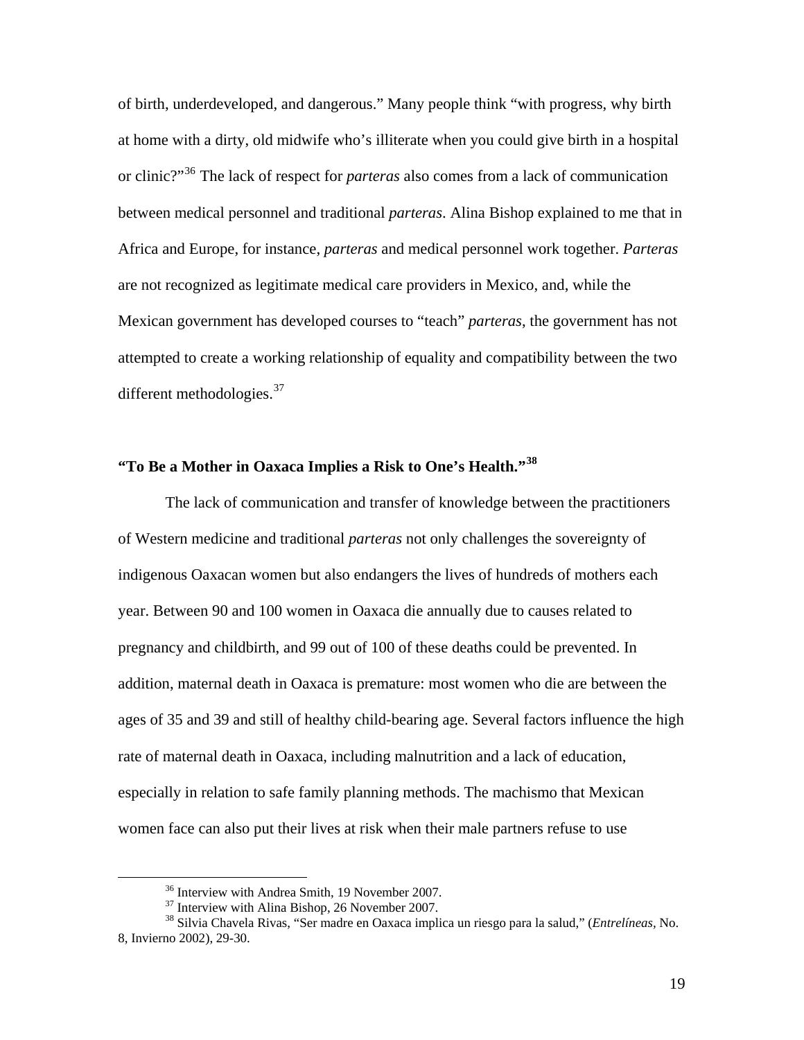of birth, underdeveloped, and dangerous." Many people think "with progress, why birth at home with a dirty, old midwife who's illiterate when you could give birth in a hospital or clinic?"[36] The lack of respect for *parteras* also comes from a lack of communication between medical personnel and traditional *parteras*. Alina Bishop explained to me that in Africa and Europe, for instance, *parteras* and medical personnel work together. *Parteras* are not recognized as legitimate medical care providers in Mexico, and, while the Mexican government has developed courses to "teach" *parteras*, the government has not attempted to create a working relationship of equality and compatibility between the two different methodologies.[37]

## "To Be a Mother in Oaxaca Implies a Risk to One's Health."[38]

The lack of communication and transfer of knowledge between the practitioners of Western medicine and traditional *parteras* not only challenges the sovereignty of indigenous Oaxacan women but also endangers the lives of hundreds of mothers each year. Between 90 and 100 women in Oaxaca die annually due to causes related to pregnancy and childbirth, and 99 out of 100 of these deaths could be prevented. In addition, maternal death in Oaxaca is premature: most women who die are between the ages of 35 and 39 and still of healthy child-bearing age. Several factors influence the high rate of maternal death in Oaxaca, including malnutrition and a lack of education, especially in relation to safe family planning methods. The machismo that Mexican women face can also put their lives at risk when their male partners refuse to use

[36] Interview with Andrea Smith, 19 November 2007.

[37] Interview with Alina Bishop, 26 November 2007.

[38] Silvia Chavela Rivas, "Ser madre en Oaxaca implica un riesgo para la salud," (*Entrelíneas*, No. 8, Invierno 2002), 29-30.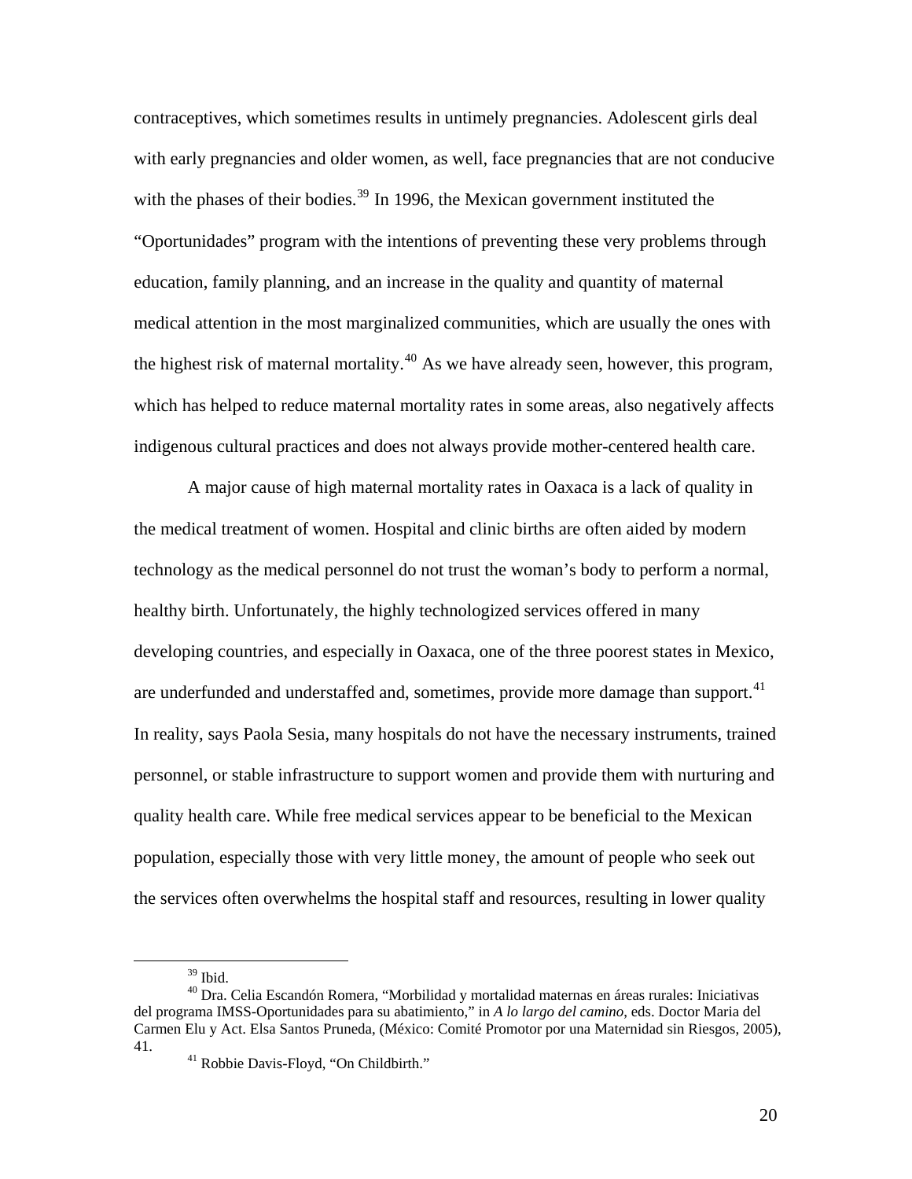contraceptives, which sometimes results in untimely pregnancies. Adolescent girls deal with early pregnancies and older women, as well, face pregnancies that are not conducive with the phases of their bodies.[39] In 1996, the Mexican government instituted the "Oportunidades" program with the intentions of preventing these very problems through education, family planning, and an increase in the quality and quantity of maternal medical attention in the most marginalized communities, which are usually the ones with the highest risk of maternal mortality.[40] As we have already seen, however, this program, which has helped to reduce maternal mortality rates in some areas, also negatively affects indigenous cultural practices and does not always provide mother-centered health care.

A major cause of high maternal mortality rates in Oaxaca is a lack of quality in the medical treatment of women. Hospital and clinic births are often aided by modern technology as the medical personnel do not trust the woman's body to perform a normal, healthy birth. Unfortunately, the highly technologized services offered in many developing countries, and especially in Oaxaca, one of the three poorest states in Mexico, are underfunded and understaffed and, sometimes, provide more damage than support.[41] In reality, says Paola Sesia, many hospitals do not have the necessary instruments, trained personnel, or stable infrastructure to support women and provide them with nurturing and quality health care. While free medical services appear to be beneficial to the Mexican population, especially those with very little money, the amount of people who seek out the services often overwhelms the hospital staff and resources, resulting in lower quality

---

[39] Ibid.

[40] Dra. Celia Escandón Romera, "Morbilidad y mortalidad maternas en áreas rurales: Iniciativas del programa IMSS-Oportunidades para su abatimiento," in *A lo largo del camino*, eds. Doctor Maria del Carmen Elu y Act. Elsa Santos Pruneda, (México: Comité Promotor por una Maternidad sin Riesgos, 2005), 41.

[41] Robbie Davis-Floyd, "On Childbirth."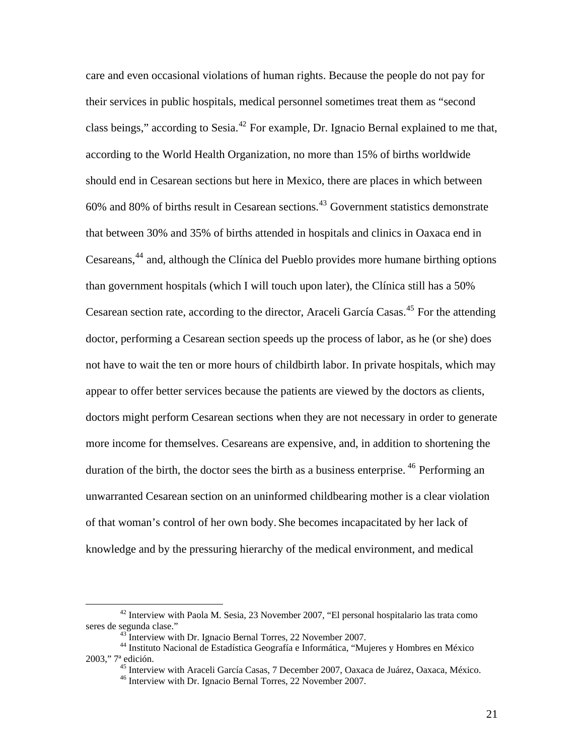care and even occasional violations of human rights. Because the people do not pay for their services in public hospitals, medical personnel sometimes treat them as "second class beings," according to Sesia.[42] For example, Dr. Ignacio Bernal explained to me that, according to the World Health Organization, no more than 15% of births worldwide should end in Cesarean sections but here in Mexico, there are places in which between 60% and 80% of births result in Cesarean sections.[43] Government statistics demonstrate that between 30% and 35% of births attended in hospitals and clinics in Oaxaca end in Cesareans,[44] and, although the Clínica del Pueblo provides more humane birthing options than government hospitals (which I will touch upon later), the Clínica still has a 50% Cesarean section rate, according to the director, Araceli García Casas.[45] For the attending doctor, performing a Cesarean section speeds up the process of labor, as he (or she) does not have to wait the ten or more hours of childbirth labor. In private hospitals, which may appear to offer better services because the patients are viewed by the doctors as clients, doctors might perform Cesarean sections when they are not necessary in order to generate more income for themselves. Cesareans are expensive, and, in addition to shortening the duration of the birth, the doctor sees the birth as a business enterprise.[46] Performing an unwarranted Cesarean section on an uninformed childbearing mother is a clear violation of that woman's control of her own body. She becomes incapacitated by her lack of knowledge and by the pressuring hierarchy of the medical environment, and medical

---

[42] Interview with Paola M. Sesia, 23 November 2007, "El personal hospitalario las trata como seres de segunda clase."

[43] Interview with Dr. Ignacio Bernal Torres, 22 November 2007.

[44] Instituto Nacional de Estadística Geografía e Informática, "Mujeres y Hombres en México 2003," 7ª edición.

[45] Interview with Araceli García Casas, 7 December 2007, Oaxaca de Juárez, Oaxaca, México.

[46] Interview with Dr. Ignacio Bernal Torres, 22 November 2007.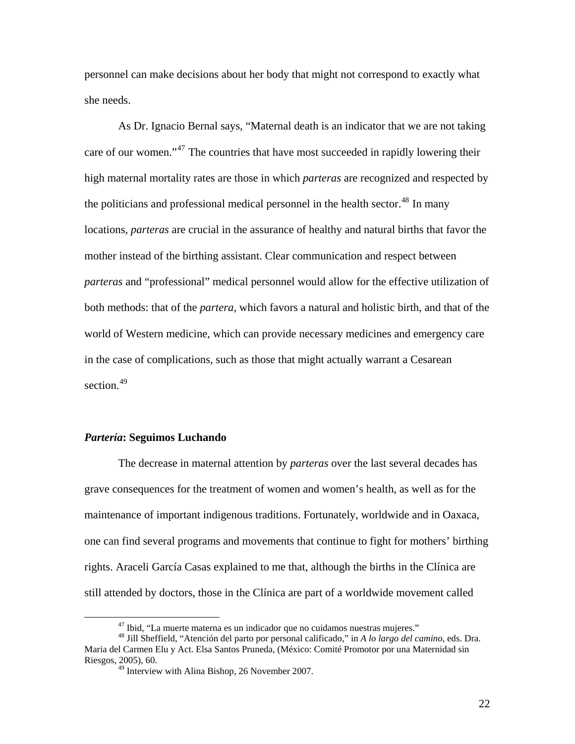personnel can make decisions about her body that might not correspond to exactly what she needs.

As Dr. Ignacio Bernal says, "Maternal death is an indicator that we are not taking care of our women."[47] The countries that have most succeeded in rapidly lowering their high maternal mortality rates are those in which *parteras* are recognized and respected by the politicians and professional medical personnel in the health sector.[48] In many locations, *parteras* are crucial in the assurance of healthy and natural births that favor the mother instead of the birthing assistant. Clear communication and respect between *parteras* and "professional" medical personnel would allow for the effective utilization of both methods: that of the *partera*, which favors a natural and holistic birth, and that of the world of Western medicine, which can provide necessary medicines and emergency care in the case of complications, such as those that might actually warrant a Cesarean section.[49]

## ***Partería*: Seguimos Luchando**

The decrease in maternal attention by *parteras* over the last several decades has grave consequences for the treatment of women and women's health, as well as for the maintenance of important indigenous traditions. Fortunately, worldwide and in Oaxaca, one can find several programs and movements that continue to fight for mothers' birthing rights. Araceli García Casas explained to me that, although the births in the Clínica are still attended by doctors, those in the Clínica are part of a worldwide movement called

---

[47] Ibid, "La muerte materna es un indicador que no cuidamos nuestras mujeres."

[48] Jill Sheffield, "Atención del parto por personal calificado," in *A lo largo del camino*, eds. Dra. Maria del Carmen Elu y Act. Elsa Santos Pruneda, (México: Comité Promotor por una Maternidad sin Riesgos, 2005), 60.

[49] Interview with Alina Bishop, 26 November 2007.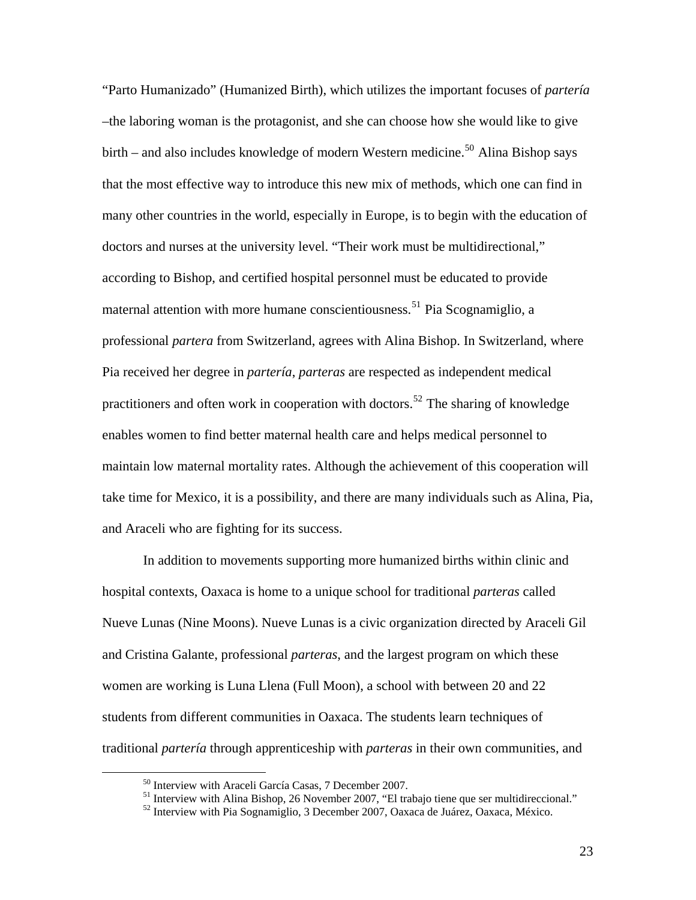"Parto Humanizado" (Humanized Birth), which utilizes the important focuses of *partería* –the laboring woman is the protagonist, and she can choose how she would like to give birth – and also includes knowledge of modern Western medicine.[50] Alina Bishop says that the most effective way to introduce this new mix of methods, which one can find in many other countries in the world, especially in Europe, is to begin with the education of doctors and nurses at the university level. "Their work must be multidirectional," according to Bishop, and certified hospital personnel must be educated to provide maternal attention with more humane conscientiousness.[51] Pia Scognamiglio, a professional *partera* from Switzerland, agrees with Alina Bishop. In Switzerland, where Pia received her degree in *partería*, *parteras* are respected as independent medical practitioners and often work in cooperation with doctors.[52] The sharing of knowledge enables women to find better maternal health care and helps medical personnel to maintain low maternal mortality rates. Although the achievement of this cooperation will take time for Mexico, it is a possibility, and there are many individuals such as Alina, Pia, and Araceli who are fighting for its success.

In addition to movements supporting more humanized births within clinic and hospital contexts, Oaxaca is home to a unique school for traditional *parteras* called Nueve Lunas (Nine Moons). Nueve Lunas is a civic organization directed by Araceli Gil and Cristina Galante, professional *parteras*, and the largest program on which these women are working is Luna Llena (Full Moon), a school with between 20 and 22 students from different communities in Oaxaca. The students learn techniques of traditional *partería* through apprenticeship with *parteras* in their own communities, and

[50] Interview with Araceli García Casas, 7 December 2007.

[51] Interview with Alina Bishop, 26 November 2007, "El trabajo tiene que ser multidireccional."

[52] Interview with Pia Sognamiglio, 3 December 2007, Oaxaca de Juárez, Oaxaca, México.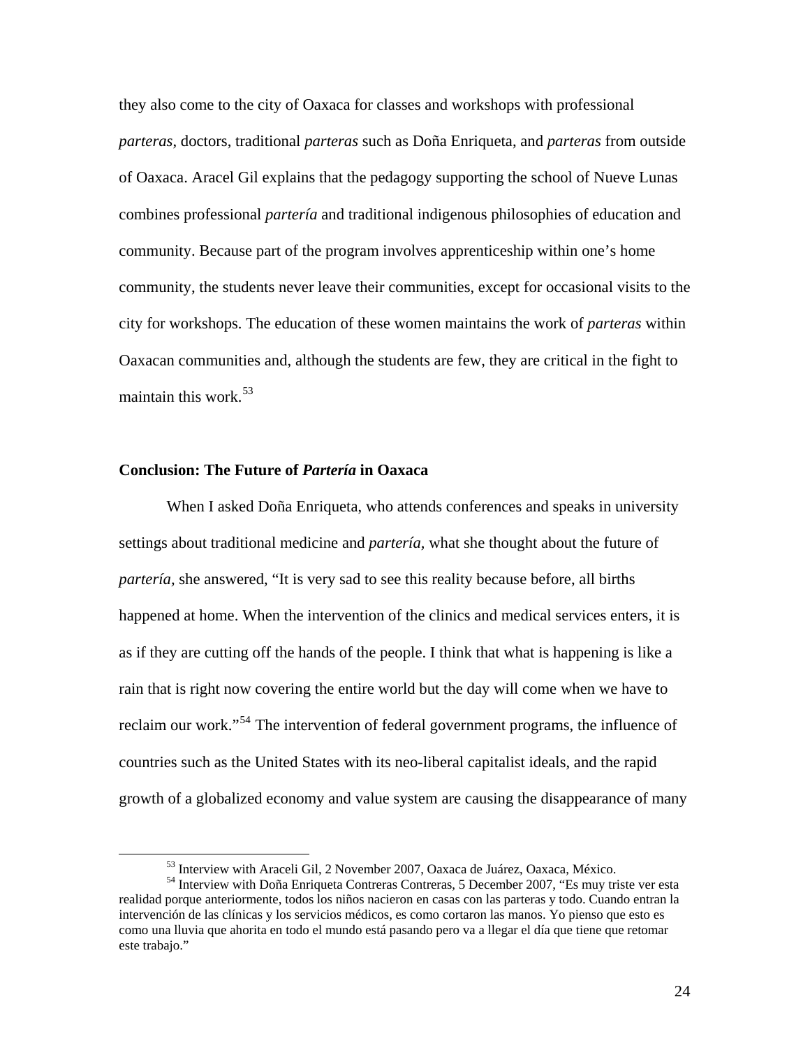they also come to the city of Oaxaca for classes and workshops with professional *parteras*, doctors, traditional *parteras* such as Doña Enriqueta, and *parteras* from outside of Oaxaca. Aracel Gil explains that the pedagogy supporting the school of Nueve Lunas combines professional *partería* and traditional indigenous philosophies of education and community. Because part of the program involves apprenticeship within one's home community, the students never leave their communities, except for occasional visits to the city for workshops. The education of these women maintains the work of *parteras* within Oaxacan communities and, although the students are few, they are critical in the fight to maintain this work.[53]

## Conclusion: The Future of *Partería* in Oaxaca

When I asked Doña Enriqueta, who attends conferences and speaks in university settings about traditional medicine and *partería*, what she thought about the future of *partería*, she answered, "It is very sad to see this reality because before, all births happened at home. When the intervention of the clinics and medical services enters, it is as if they are cutting off the hands of the people. I think that what is happening is like a rain that is right now covering the entire world but the day will come when we have to reclaim our work."[54] The intervention of federal government programs, the influence of countries such as the United States with its neo-liberal capitalist ideals, and the rapid growth of a globalized economy and value system are causing the disappearance of many

---

[53] Interview with Araceli Gil, 2 November 2007, Oaxaca de Juárez, Oaxaca, México.

[54] Interview with Doña Enriqueta Contreras Contreras, 5 December 2007, "Es muy triste ver esta realidad porque anteriormente, todos los niños nacieron en casas con las parteras y todo. Cuando entran la intervención de las clínicas y los servicios médicos, es como cortaron las manos. Yo pienso que esto es como una lluvia que ahorita en todo el mundo está pasando pero va a llegar el día que tiene que retomar este trabajo."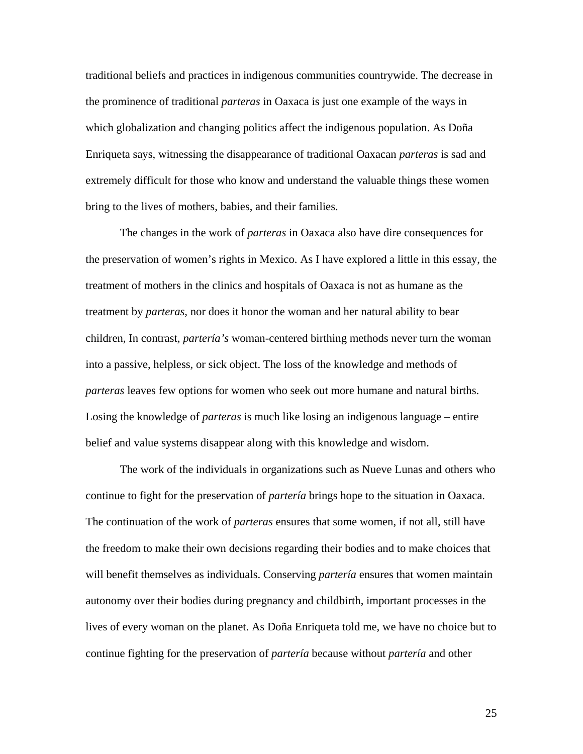traditional beliefs and practices in indigenous communities countrywide. The decrease in the prominence of traditional *parteras* in Oaxaca is just one example of the ways in which globalization and changing politics affect the indigenous population. As Doña Enriqueta says, witnessing the disappearance of traditional Oaxacan *parteras* is sad and extremely difficult for those who know and understand the valuable things these women bring to the lives of mothers, babies, and their families.

The changes in the work of *parteras* in Oaxaca also have dire consequences for the preservation of women's rights in Mexico. As I have explored a little in this essay, the treatment of mothers in the clinics and hospitals of Oaxaca is not as humane as the treatment by *parteras*, nor does it honor the woman and her natural ability to bear children, In contrast, *partería's* woman-centered birthing methods never turn the woman into a passive, helpless, or sick object. The loss of the knowledge and methods of *parteras* leaves few options for women who seek out more humane and natural births. Losing the knowledge of *parteras* is much like losing an indigenous language – entire belief and value systems disappear along with this knowledge and wisdom.

The work of the individuals in organizations such as Nueve Lunas and others who continue to fight for the preservation of *partería* brings hope to the situation in Oaxaca. The continuation of the work of *parteras* ensures that some women, if not all, still have the freedom to make their own decisions regarding their bodies and to make choices that will benefit themselves as individuals. Conserving *partería* ensures that women maintain autonomy over their bodies during pregnancy and childbirth, important processes in the lives of every woman on the planet. As Doña Enriqueta told me, we have no choice but to continue fighting for the preservation of *partería* because without *partería* and other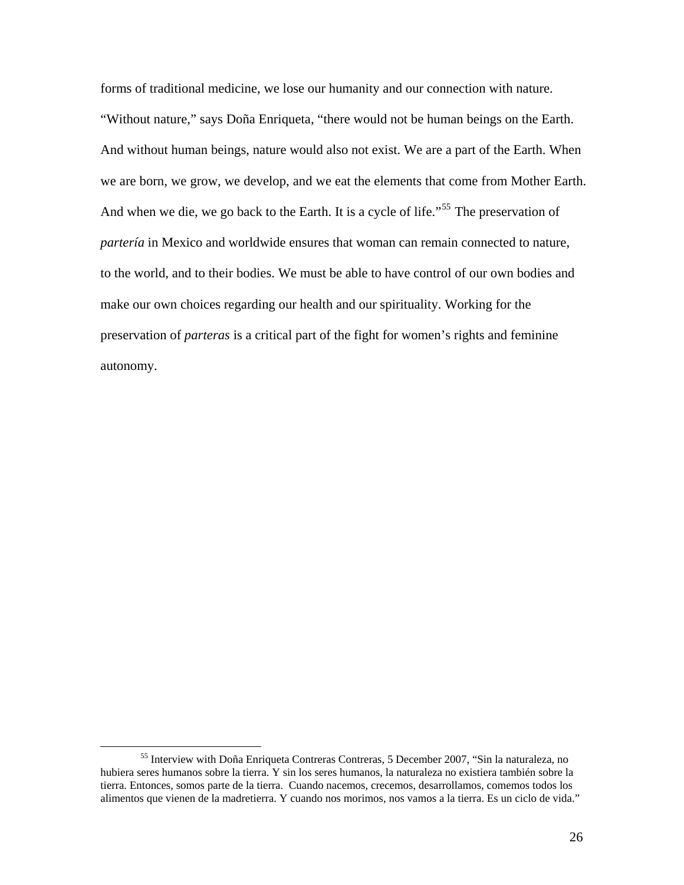forms of traditional medicine, we lose our humanity and our connection with nature. "Without nature," says Doña Enriqueta, "there would not be human beings on the Earth. And without human beings, nature would also not exist. We are a part of the Earth. When we are born, we grow, we develop, and we eat the elements that come from Mother Earth. And when we die, we go back to the Earth. It is a cycle of life."[55] The preservation of *partería* in Mexico and worldwide ensures that woman can remain connected to nature, to the world, and to their bodies. We must be able to have control of our own bodies and make our own choices regarding our health and our spirituality. Working for the preservation of *parteras* is a critical part of the fight for women's rights and feminine autonomy.

---

[55] Interview with Doña Enriqueta Contreras Contreras, 5 December 2007, "Sin la naturaleza, no hubiera seres humanos sobre la tierra. Y sin los seres humanos, la naturaleza no existiera también sobre la tierra. Entonces, somos parte de la tierra. Cuando nacemos, crecemos, desarrollamos, comemos todos los alimentos que vienen de la madretierra. Y cuando nos morimos, nos vamos a la tierra. Es un ciclo de vida."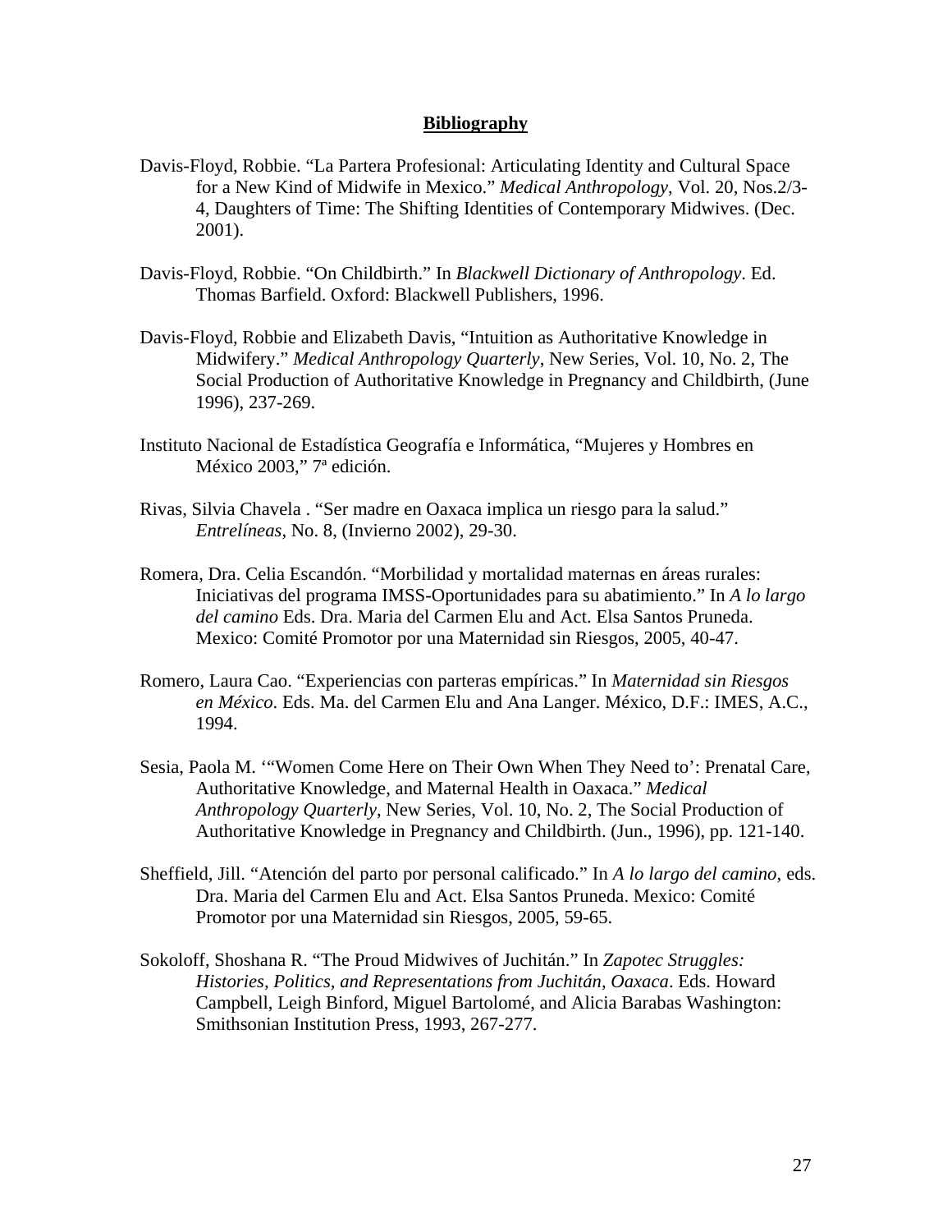**Bibliography**

Davis-Floyd, Robbie. "La Partera Profesional: Articulating Identity and Cultural Space for a New Kind of Midwife in Mexico." *Medical Anthropology*, Vol. 20, Nos.2/3-4, Daughters of Time: The Shifting Identities of Contemporary Midwives. (Dec. 2001).

Davis-Floyd, Robbie. "On Childbirth." In *Blackwell Dictionary of Anthropology*. Ed. Thomas Barfield. Oxford: Blackwell Publishers, 1996.

Davis-Floyd, Robbie and Elizabeth Davis, "Intuition as Authoritative Knowledge in Midwifery." *Medical Anthropology Quarterly*, New Series, Vol. 10, No. 2, The Social Production of Authoritative Knowledge in Pregnancy and Childbirth, (June 1996), 237-269.

Instituto Nacional de Estadística Geografía e Informática, "Mujeres y Hombres en México 2003," 7ª edición.

Rivas, Silvia Chavela . "Ser madre en Oaxaca implica un riesgo para la salud." *Entrelíneas*, No. 8, (Invierno 2002), 29-30.

Romera, Dra. Celia Escandón. "Morbilidad y mortalidad maternas en áreas rurales: Iniciativas del programa IMSS-Oportunidades para su abatimiento." In *A lo largo del camino* Eds. Dra. Maria del Carmen Elu and Act. Elsa Santos Pruneda. Mexico: Comité Promotor por una Maternidad sin Riesgos, 2005, 40-47.

Romero, Laura Cao. "Experiencias con parteras empíricas." In *Maternidad sin Riesgos en México*. Eds. Ma. del Carmen Elu and Ana Langer. México, D.F.: IMES, A.C., 1994.

Sesia, Paola M. '"Women Come Here on Their Own When They Need to': Prenatal Care, Authoritative Knowledge, and Maternal Health in Oaxaca." *Medical Anthropology Quarterly*, New Series, Vol. 10, No. 2, The Social Production of Authoritative Knowledge in Pregnancy and Childbirth. (Jun., 1996), pp. 121-140.

Sheffield, Jill. "Atención del parto por personal calificado." In *A lo largo del camino*, eds. Dra. Maria del Carmen Elu and Act. Elsa Santos Pruneda. Mexico: Comité Promotor por una Maternidad sin Riesgos, 2005, 59-65.

Sokoloff, Shoshana R. "The Proud Midwives of Juchitán." In *Zapotec Struggles: Histories, Politics, and Representations from Juchitán, Oaxaca*. Eds. Howard Campbell, Leigh Binford, Miguel Bartolomé, and Alicia Barabas Washington: Smithsonian Institution Press, 1993, 267-277.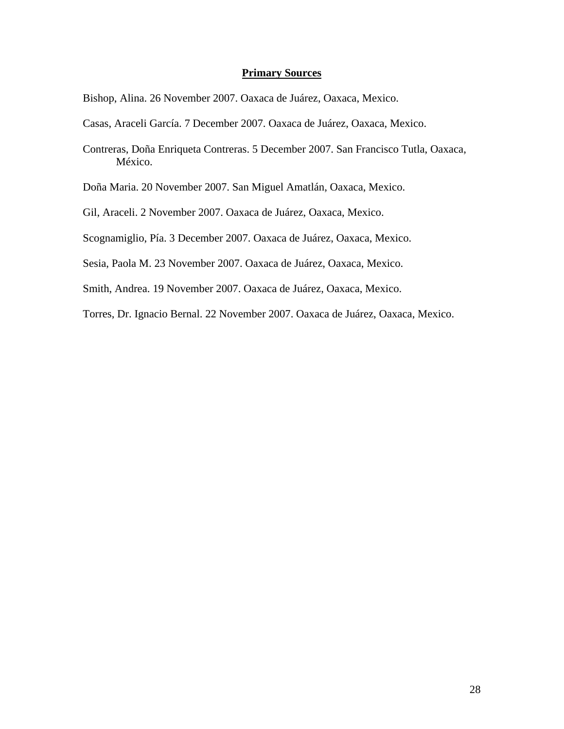## Primary Sources

Bishop, Alina. 26 November 2007. Oaxaca de Juárez, Oaxaca, Mexico.

Casas, Araceli García. 7 December 2007. Oaxaca de Juárez, Oaxaca, Mexico.

Contreras, Doña Enriqueta Contreras. 5 December 2007. San Francisco Tutla, Oaxaca, México.

Doña Maria. 20 November 2007. San Miguel Amatlán, Oaxaca, Mexico.

Gil, Araceli. 2 November 2007. Oaxaca de Juárez, Oaxaca, Mexico.

Scognamiglio, Pía. 3 December 2007. Oaxaca de Juárez, Oaxaca, Mexico.

Sesia, Paola M. 23 November 2007. Oaxaca de Juárez, Oaxaca, Mexico.

Smith, Andrea. 19 November 2007. Oaxaca de Juárez, Oaxaca, Mexico.

Torres, Dr. Ignacio Bernal. 22 November 2007. Oaxaca de Juárez, Oaxaca, Mexico.